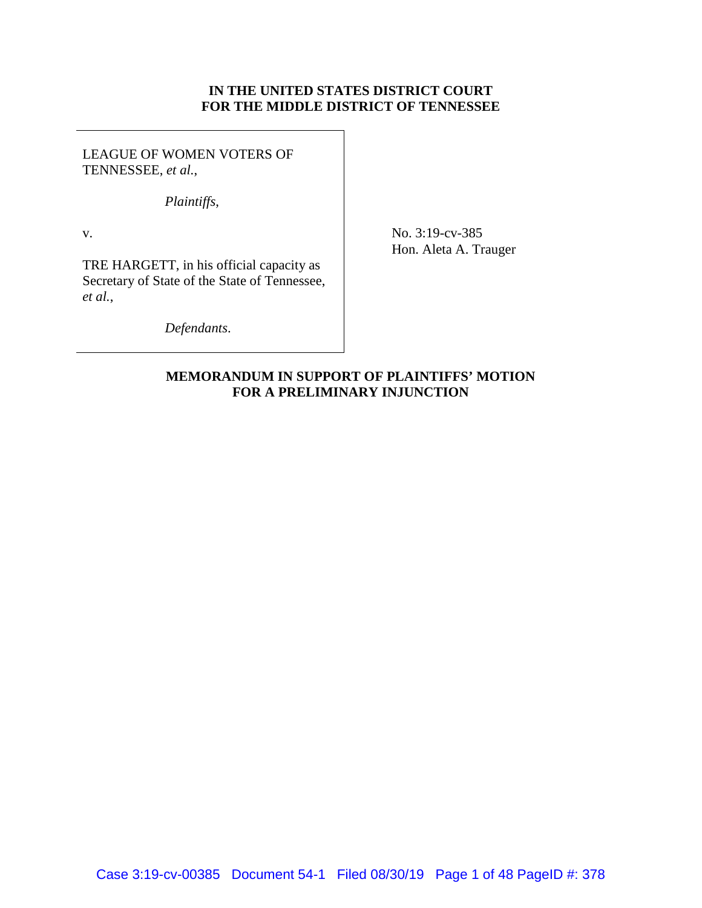**IN THE UNITED STATES DISTRICT COURT**
**FOR THE MIDDLE DISTRICT OF TENNESSEE**

LEAGUE OF WOMEN VOTERS OF TENNESSEE, *et al.*,

*Plaintiffs*,

v.

TRE HARGETT, in his official capacity as Secretary of State of the State of Tennessee, *et al.*,

*Defendants*.

No. 3:19-cv-385
Hon. Aleta A. Trauger

**MEMORANDUM IN SUPPORT OF PLAINTIFFS' MOTION FOR A PRELIMINARY INJUNCTION**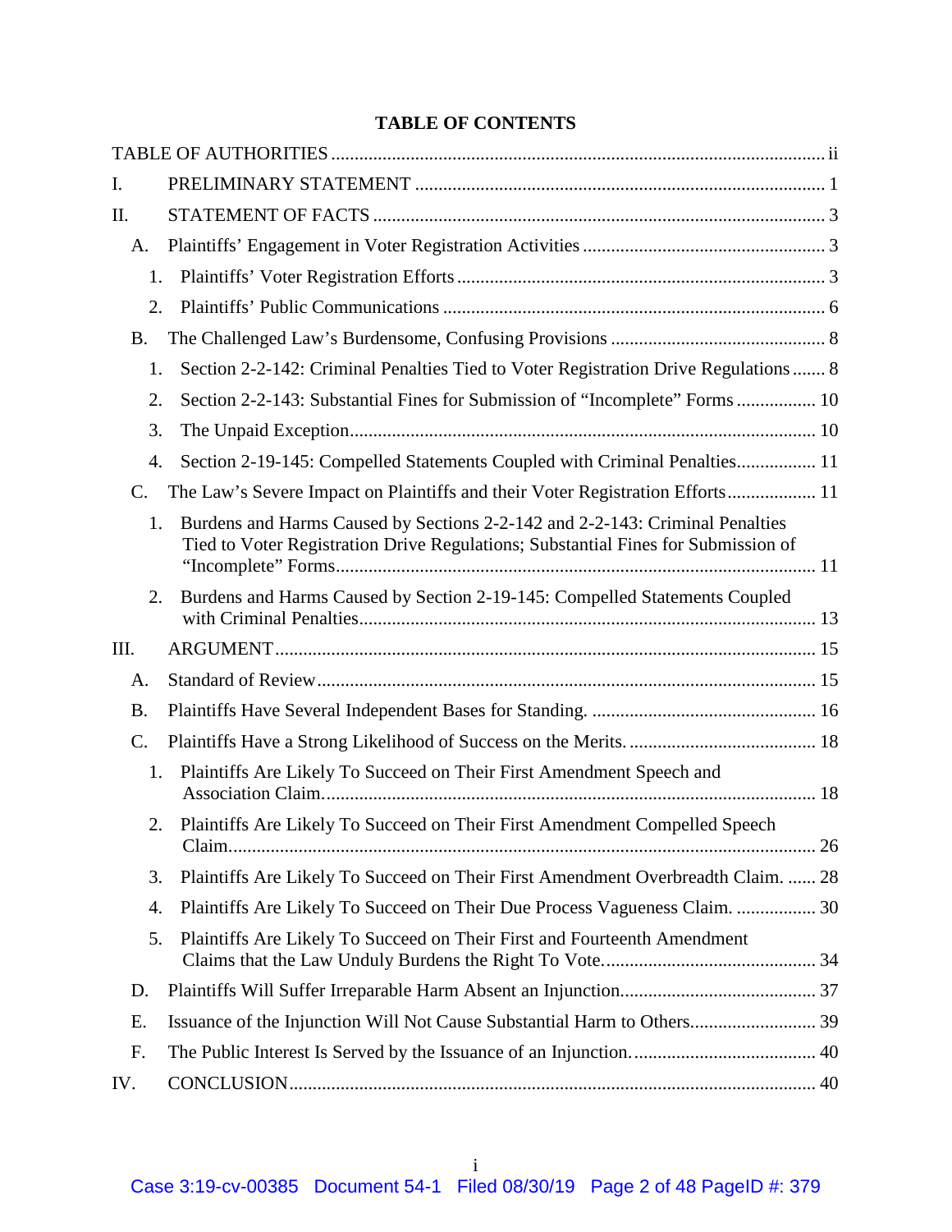# TABLE OF CONTENTS

TABLE OF AUTHORITIES ..... ii

I. PRELIMINARY STATEMENT ..... 1

II. STATEMENT OF FACTS ..... 3

- A. Plaintiffs' Engagement in Voter Registration Activities ..... 3
  - 1. Plaintiffs' Voter Registration Efforts ..... 3
  - 2. Plaintiffs' Public Communications ..... 6
- B. The Challenged Law's Burdensome, Confusing Provisions ..... 8
  - 1. Section 2-2-142: Criminal Penalties Tied to Voter Registration Drive Regulations ..... 8
  - 2. Section 2-2-143: Substantial Fines for Submission of "Incomplete" Forms ..... 10
  - 3. The Unpaid Exception ..... 10
  - 4. Section 2-19-145: Compelled Statements Coupled with Criminal Penalties ..... 11
- C. The Law's Severe Impact on Plaintiffs and their Voter Registration Efforts ..... 11
  - 1. Burdens and Harms Caused by Sections 2-2-142 and 2-2-143: Criminal Penalties Tied to Voter Registration Drive Regulations; Substantial Fines for Submission of "Incomplete" Forms ..... 11
  - 2. Burdens and Harms Caused by Section 2-19-145: Compelled Statements Coupled with Criminal Penalties ..... 13

III. ARGUMENT ..... 15

- A. Standard of Review ..... 15
- B. Plaintiffs Have Several Independent Bases for Standing. ..... 16
- C. Plaintiffs Have a Strong Likelihood of Success on the Merits. ..... 18
  - 1. Plaintiffs Are Likely To Succeed on Their First Amendment Speech and Association Claim. ..... 18
  - 2. Plaintiffs Are Likely To Succeed on Their First Amendment Compelled Speech Claim. ..... 26
  - 3. Plaintiffs Are Likely To Succeed on Their First Amendment Overbreadth Claim. ..... 28
  - 4. Plaintiffs Are Likely To Succeed on Their Due Process Vagueness Claim. ..... 30
  - 5. Plaintiffs Are Likely To Succeed on Their First and Fourteenth Amendment Claims that the Law Unduly Burdens the Right To Vote. ..... 34
- D. Plaintiffs Will Suffer Irreparable Harm Absent an Injunction. ..... 37
- E. Issuance of the Injunction Will Not Cause Substantial Harm to Others. ..... 39
- F. The Public Interest Is Served by the Issuance of an Injunction. ..... 40

IV. CONCLUSION ..... 40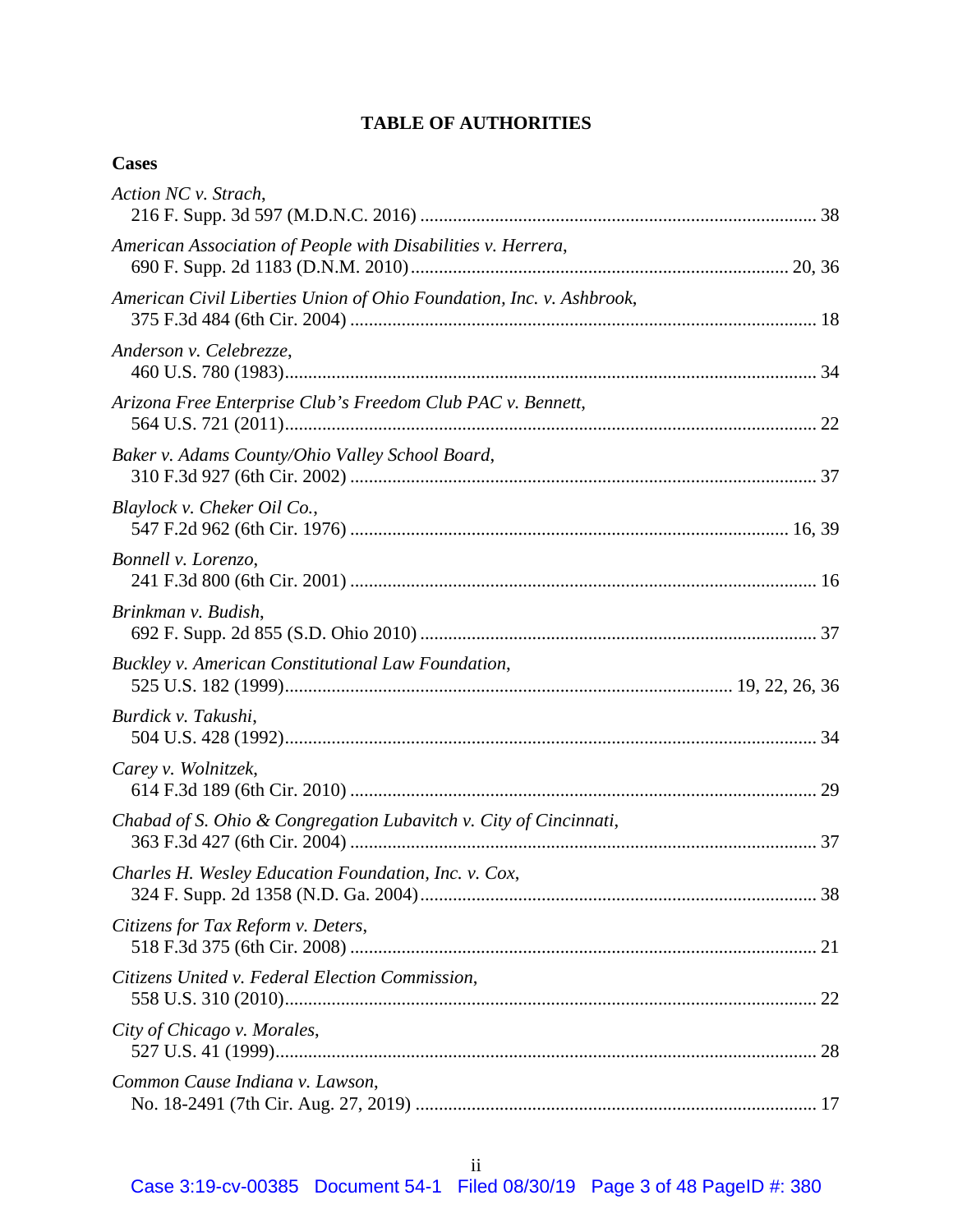## TABLE OF AUTHORITIES

### Cases

*Action NC v. Strach*,
216 F. Supp. 3d 597 (M.D.N.C. 2016) .................................................................................... 38

*American Association of People with Disabilities v. Herrera*,
690 F. Supp. 2d 1183 (D.N.M. 2010) ................................................................................ 20, 36

*American Civil Liberties Union of Ohio Foundation, Inc. v. Ashbrook*,
375 F.3d 484 (6th Cir. 2004) ................................................................................................... 18

*Anderson v. Celebrezze*,
460 U.S. 780 (1983) ................................................................................................................. 34

*Arizona Free Enterprise Club's Freedom Club PAC v. Bennett*,
564 U.S. 721 (2011) ................................................................................................................. 22

*Baker v. Adams County/Ohio Valley School Board*,
310 F.3d 927 (6th Cir. 2002) ................................................................................................... 37

*Blaylock v. Cheker Oil Co.*,
547 F.2d 962 (6th Cir. 1976) .............................................................................................. 16, 39

*Bonnell v. Lorenzo*,
241 F.3d 800 (6th Cir. 2001) ................................................................................................... 16

*Brinkman v. Budish*,
692 F. Supp. 2d 855 (S.D. Ohio 2010) .................................................................................... 37

*Buckley v. American Constitutional Law Foundation*,
525 U.S. 182 (1999) ................................................................................................ 19, 22, 26, 36

*Burdick v. Takushi*,
504 U.S. 428 (1992) ................................................................................................................. 34

*Carey v. Wolnitzek*,
614 F.3d 189 (6th Cir. 2010) ................................................................................................... 29

*Chabad of S. Ohio & Congregation Lubavitch v. City of Cincinnati*,
363 F.3d 427 (6th Cir. 2004) ................................................................................................... 37

*Charles H. Wesley Education Foundation, Inc. v. Cox*,
324 F. Supp. 2d 1358 (N.D. Ga. 2004) .................................................................................... 38

*Citizens for Tax Reform v. Deters*,
518 F.3d 375 (6th Cir. 2008) ................................................................................................... 21

*Citizens United v. Federal Election Commission*,
558 U.S. 310 (2010) ................................................................................................................. 22

*City of Chicago v. Morales*,
527 U.S. 41 (1999) ................................................................................................................... 28

*Common Cause Indiana v. Lawson*,
No. 18-2491 (7th Cir. Aug. 27, 2019) ..................................................................................... 17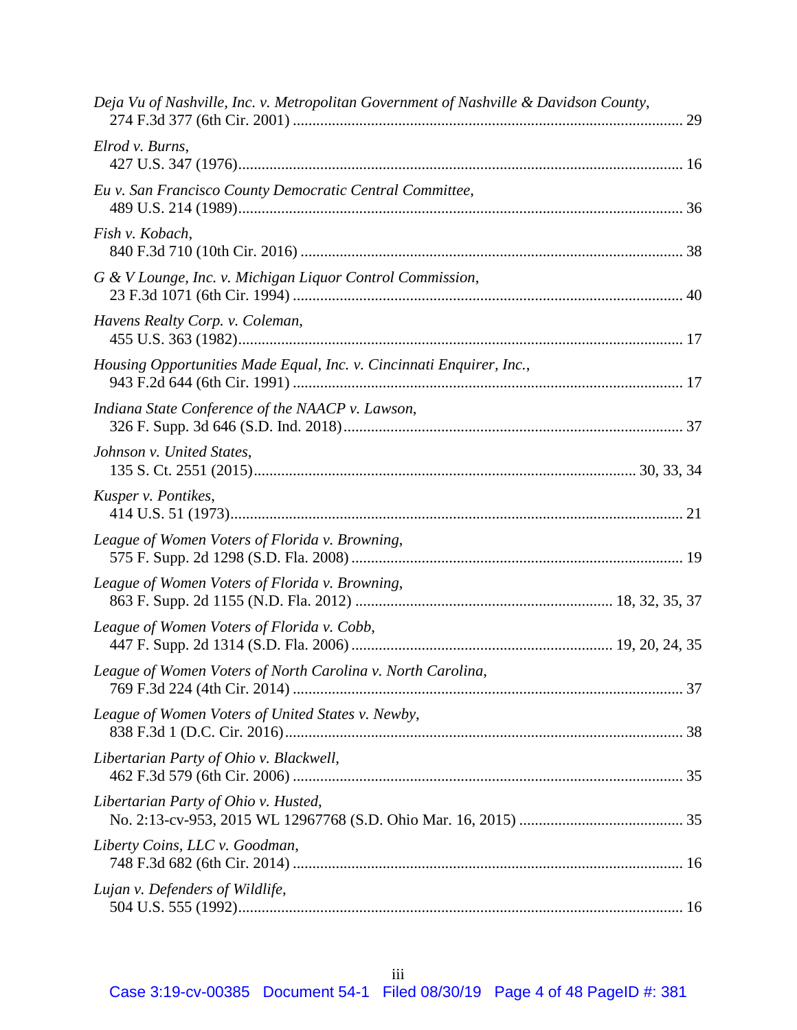*Deja Vu of Nashville, Inc. v. Metropolitan Government of Nashville & Davidson County*,
274 F.3d 377 (6th Cir. 2001) .................................................................................................... 29

*Elrod v. Burns*,
427 U.S. 347 (1976)................................................................................................................. 16

*Eu v. San Francisco County Democratic Central Committee*,
489 U.S. 214 (1989)................................................................................................................. 36

*Fish v. Kobach*,
840 F.3d 710 (10th Cir. 2016) .................................................................................................. 38

*G & V Lounge, Inc. v. Michigan Liquor Control Commission*,
23 F.3d 1071 (6th Cir. 1994) .................................................................................................... 40

*Havens Realty Corp. v. Coleman*,
455 U.S. 363 (1982)................................................................................................................. 17

*Housing Opportunities Made Equal, Inc. v. Cincinnati Enquirer, Inc.*,
943 F.2d 644 (6th Cir. 1991) .................................................................................................... 17

*Indiana State Conference of the NAACP v. Lawson*,
326 F. Supp. 3d 646 (S.D. Ind. 2018)....................................................................................... 37

*Johnson v. United States*,
135 S. Ct. 2551 (2015)................................................................................................. 30, 33, 34

*Kusper v. Pontikes*,
414 U.S. 51 (1973)................................................................................................................... 21

*League of Women Voters of Florida v. Browning*,
575 F. Supp. 2d 1298 (S.D. Fla. 2008) ..................................................................................... 19

*League of Women Voters of Florida v. Browning*,
863 F. Supp. 2d 1155 (N.D. Fla. 2012) ................................................................. 18, 32, 35, 37

*League of Women Voters of Florida v. Cobb*,
447 F. Supp. 2d 1314 (S.D. Fla. 2006) .................................................................. 19, 20, 24, 35

*League of Women Voters of North Carolina v. North Carolina*,
769 F.3d 224 (4th Cir. 2014) .................................................................................................... 37

*League of Women Voters of United States v. Newby*,
838 F.3d 1 (D.C. Cir. 2016)...................................................................................................... 38

*Libertarian Party of Ohio v. Blackwell*,
462 F.3d 579 (6th Cir. 2006) .................................................................................................... 35

*Libertarian Party of Ohio v. Husted*,
No. 2:13-cv-953, 2015 WL 12967768 (S.D. Ohio Mar. 16, 2015) .......................................... 35

*Liberty Coins, LLC v. Goodman*,
748 F.3d 682 (6th Cir. 2014) .................................................................................................... 16

*Lujan v. Defenders of Wildlife*,
504 U.S. 555 (1992)................................................................................................................. 16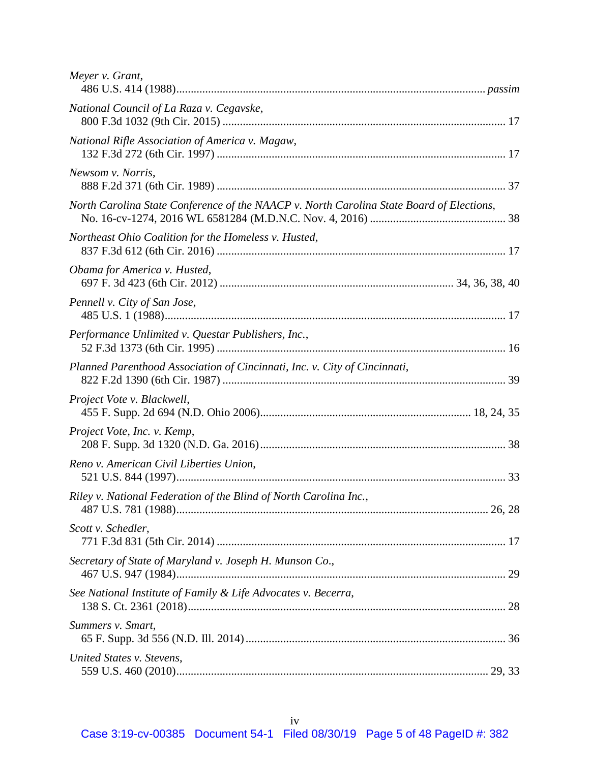*Meyer v. Grant*,
486 U.S. 414 (1988)........................................................................................................... *passim*

*National Council of La Raza v. Cegavske*,
800 F.3d 1032 (9th Cir. 2015) ................................................................................................. 17

*National Rifle Association of America v. Magaw*,
132 F.3d 272 (6th Cir. 1997) ................................................................................................... 17

*Newsom v. Norris*,
888 F.2d 371 (6th Cir. 1989) ................................................................................................... 37

*North Carolina State Conference of the NAACP v. North Carolina State Board of Elections*,
No. 16-cv-1274, 2016 WL 6581284 (M.D.N.C. Nov. 4, 2016) .............................................. 38

*Northeast Ohio Coalition for the Homeless v. Husted*,
837 F.3d 612 (6th Cir. 2016) ................................................................................................... 17

*Obama for America v. Husted*,
697 F. 3d 423 (6th Cir. 2012) ................................................................................ 34, 36, 38, 40

*Pennell v. City of San Jose*,
485 U.S. 1 (1988)..................................................................................................................... 17

*Performance Unlimited v. Questar Publishers, Inc.*,
52 F.3d 1373 (6th Cir. 1995) ................................................................................................... 16

*Planned Parenthood Association of Cincinnati, Inc. v. City of Cincinnati*,
822 F.2d 1390 (6th Cir. 1987) ................................................................................................. 39

*Project Vote v. Blackwell*,
455 F. Supp. 2d 694 (N.D. Ohio 2006)........................................................................ 18, 24, 35

*Project Vote, Inc. v. Kemp*,
208 F. Supp. 3d 1320 (N.D. Ga. 2016).................................................................................... 38

*Reno v. American Civil Liberties Union*,
521 U.S. 844 (1997)................................................................................................................. 33

*Riley v. National Federation of the Blind of North Carolina Inc.*,
487 U.S. 781 (1988)........................................................................................................... 26, 28

*Scott v. Schedler*,
771 F.3d 831 (5th Cir. 2014) ................................................................................................... 17

*Secretary of State of Maryland v. Joseph H. Munson Co.*,
467 U.S. 947 (1984)................................................................................................................. 29

*See National Institute of Family & Life Advocates v. Becerra*,
138 S. Ct. 2361 (2018)............................................................................................................. 28

*Summers v. Smart*,
65 F. Supp. 3d 556 (N.D. Ill. 2014) ......................................................................................... 36

*United States v. Stevens*,
559 U.S. 460 (2010)........................................................................................................... 29, 33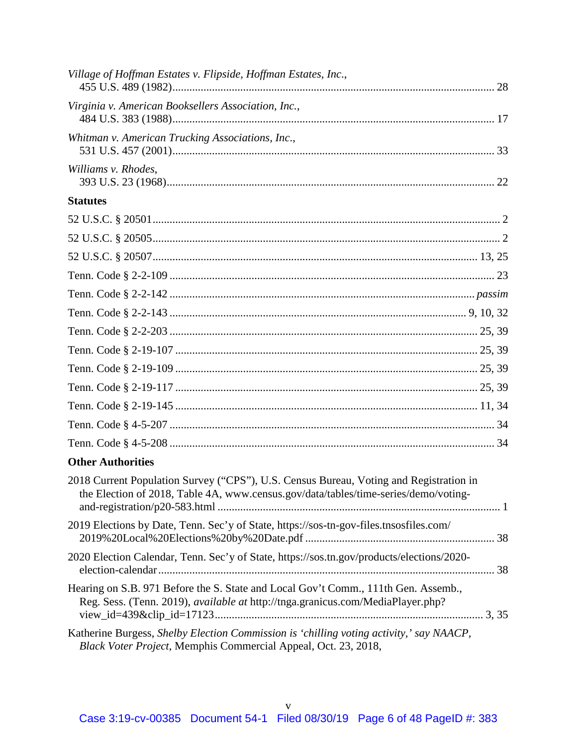*Village of Hoffman Estates v. Flipside, Hoffman Estates, Inc.*,
455 U.S. 489 (1982) ........................................................................................................ 28

*Virginia v. American Booksellers Association, Inc.*,
484 U.S. 383 (1988) ........................................................................................................ 17

*Whitman v. American Trucking Associations, Inc.*,
531 U.S. 457 (2001) ........................................................................................................ 33

*Williams v. Rhodes*,
393 U.S. 23 (1968) .......................................................................................................... 22

**Statutes**

52 U.S.C. § 20501 ................................................................................................................ 2

52 U.S.C. § 20505 ................................................................................................................ 2

52 U.S.C. § 20507 ........................................................................................................ 13, 25

Tenn. Code § 2-2-109 ......................................................................................................... 23

Tenn. Code § 2-2-142 ................................................................................................... *passim*

Tenn. Code § 2-2-143 ............................................................................................... 9, 10, 32

Tenn. Code § 2-2-203 ...................................................................................................... 25, 39

Tenn. Code § 2-19-107 .................................................................................................... 25, 39

Tenn. Code § 2-19-109 .................................................................................................... 25, 39

Tenn. Code § 2-19-117 .................................................................................................... 25, 39

Tenn. Code § 2-19-145 .................................................................................................... 11, 34

Tenn. Code § 4-5-207 ........................................................................................................... 34

Tenn. Code § 4-5-208 ........................................................................................................... 34

**Other Authorities**

2018 Current Population Survey ("CPS"), U.S. Census Bureau, Voting and Registration in the Election of 2018, Table 4A, www.census.gov/data/tables/time-series/demo/voting-and-registration/p20-583.html ................................................................................................ 1

2019 Elections by Date, Tenn. Sec'y of State, https://sos-tn-gov-files.tnsosfiles.com/2019%20Local%20Elections%20by%20Date.pdf ............................................................. 38

2020 Election Calendar, Tenn. Sec'y of State, https://sos.tn.gov/products/elections/2020-election-calendar ................................................................................................................ 38

Hearing on S.B. 971 Before the S. State and Local Gov't Comm., 111th Gen. Assemb., Reg. Sess. (Tenn. 2019), *available at* http://tnga.granicus.com/MediaPlayer.php?view_id=439&clip_id=17123 ........................................................................................ 3, 35

Katherine Burgess, *Shelby Election Commission is 'chilling voting activity,' say NAACP, Black Voter Project*, Memphis Commercial Appeal, Oct. 23, 2018,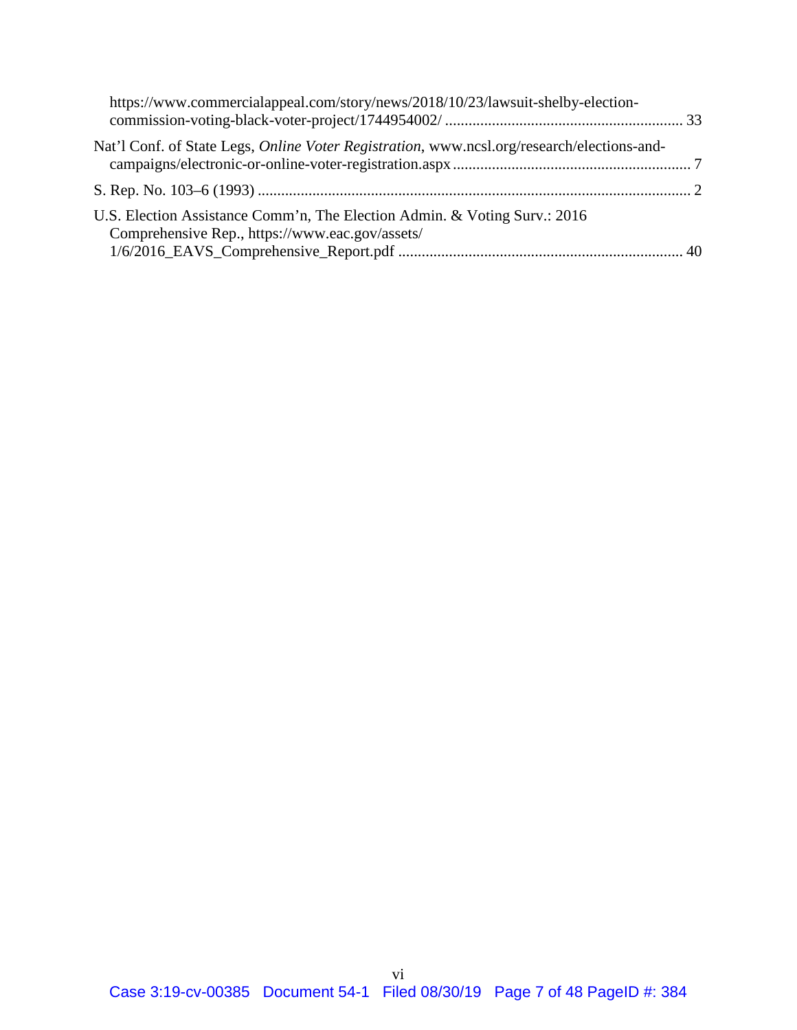https://www.commercialappeal.com/story/news/2018/10/23/lawsuit-shelby-election-commission-voting-black-voter-project/1744954002/ .............................................................. 33

Nat'l Conf. of State Legs, *Online Voter Registration*, www.ncsl.org/research/elections-and-campaigns/electronic-or-online-voter-registration.aspx ............................................................. 7

S. Rep. No. 103–6 (1993) .............................................................................................................. 2

U.S. Election Assistance Comm'n, The Election Admin. & Voting Surv.: 2016 Comprehensive Rep., https://www.eac.gov/assets/1/6/2016_EAVS_Comprehensive_Report.pdf ........................................................................ 40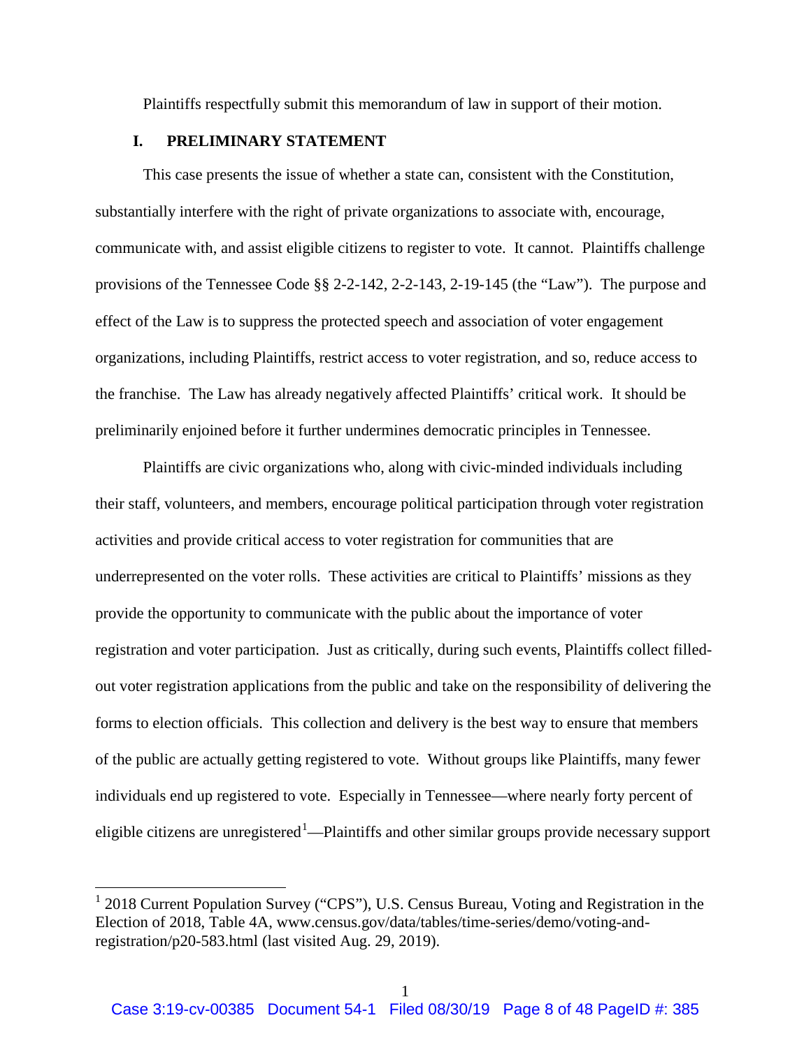Plaintiffs respectfully submit this memorandum of law in support of their motion.

## I. PRELIMINARY STATEMENT

This case presents the issue of whether a state can, consistent with the Constitution, substantially interfere with the right of private organizations to associate with, encourage, communicate with, and assist eligible citizens to register to vote. It cannot. Plaintiffs challenge provisions of the Tennessee Code §§ 2-2-142, 2-2-143, 2-19-145 (the "Law"). The purpose and effect of the Law is to suppress the protected speech and association of voter engagement organizations, including Plaintiffs, restrict access to voter registration, and so, reduce access to the franchise. The Law has already negatively affected Plaintiffs' critical work. It should be preliminarily enjoined before it further undermines democratic principles in Tennessee.

Plaintiffs are civic organizations who, along with civic-minded individuals including their staff, volunteers, and members, encourage political participation through voter registration activities and provide critical access to voter registration for communities that are underrepresented on the voter rolls. These activities are critical to Plaintiffs' missions as they provide the opportunity to communicate with the public about the importance of voter registration and voter participation. Just as critically, during such events, Plaintiffs collect filled-out voter registration applications from the public and take on the responsibility of delivering the forms to election officials. This collection and delivery is the best way to ensure that members of the public are actually getting registered to vote. Without groups like Plaintiffs, many fewer individuals end up registered to vote. Especially in Tennessee—where nearly forty percent of eligible citizens are unregistered[1]—Plaintiffs and other similar groups provide necessary support

[1] 2018 Current Population Survey ("CPS"), U.S. Census Bureau, Voting and Registration in the Election of 2018, Table 4A, www.census.gov/data/tables/time-series/demo/voting-and-registration/p20-583.html (last visited Aug. 29, 2019).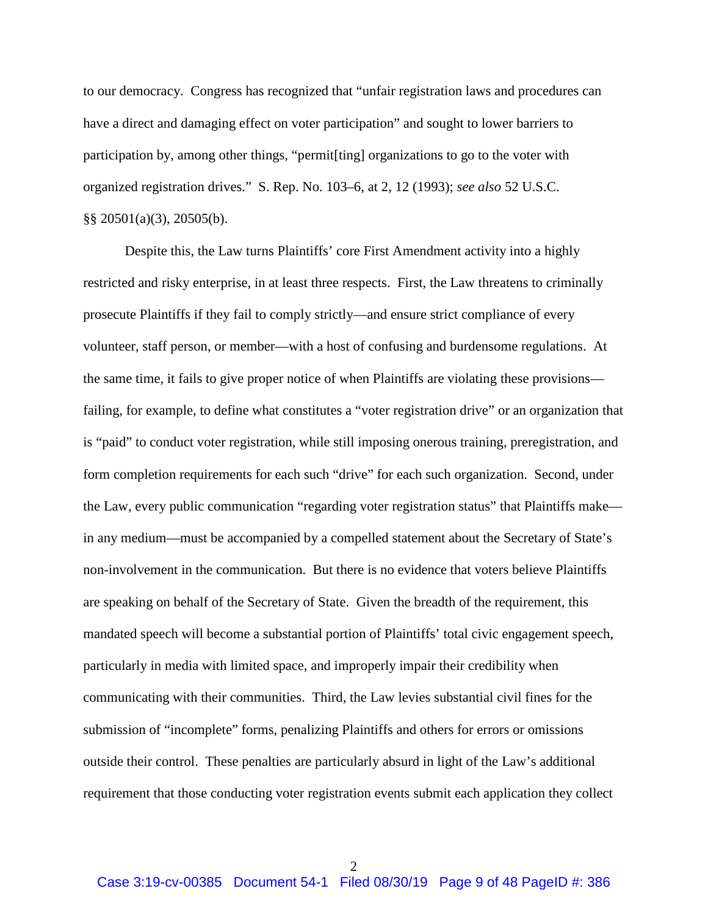to our democracy. Congress has recognized that "unfair registration laws and procedures can have a direct and damaging effect on voter participation" and sought to lower barriers to participation by, among other things, "permit[ting] organizations to go to the voter with organized registration drives." S. Rep. No. 103–6, at 2, 12 (1993); *see also* 52 U.S.C. §§ 20501(a)(3), 20505(b).

Despite this, the Law turns Plaintiffs' core First Amendment activity into a highly restricted and risky enterprise, in at least three respects. First, the Law threatens to criminally prosecute Plaintiffs if they fail to comply strictly—and ensure strict compliance of every volunteer, staff person, or member—with a host of confusing and burdensome regulations. At the same time, it fails to give proper notice of when Plaintiffs are violating these provisions—failing, for example, to define what constitutes a "voter registration drive" or an organization that is "paid" to conduct voter registration, while still imposing onerous training, preregistration, and form completion requirements for each such "drive" for each such organization. Second, under the Law, every public communication "regarding voter registration status" that Plaintiffs make—in any medium—must be accompanied by a compelled statement about the Secretary of State's non-involvement in the communication. But there is no evidence that voters believe Plaintiffs are speaking on behalf of the Secretary of State. Given the breadth of the requirement, this mandated speech will become a substantial portion of Plaintiffs' total civic engagement speech, particularly in media with limited space, and improperly impair their credibility when communicating with their communities. Third, the Law levies substantial civil fines for the submission of "incomplete" forms, penalizing Plaintiffs and others for errors or omissions outside their control. These penalties are particularly absurd in light of the Law's additional requirement that those conducting voter registration events submit each application they collect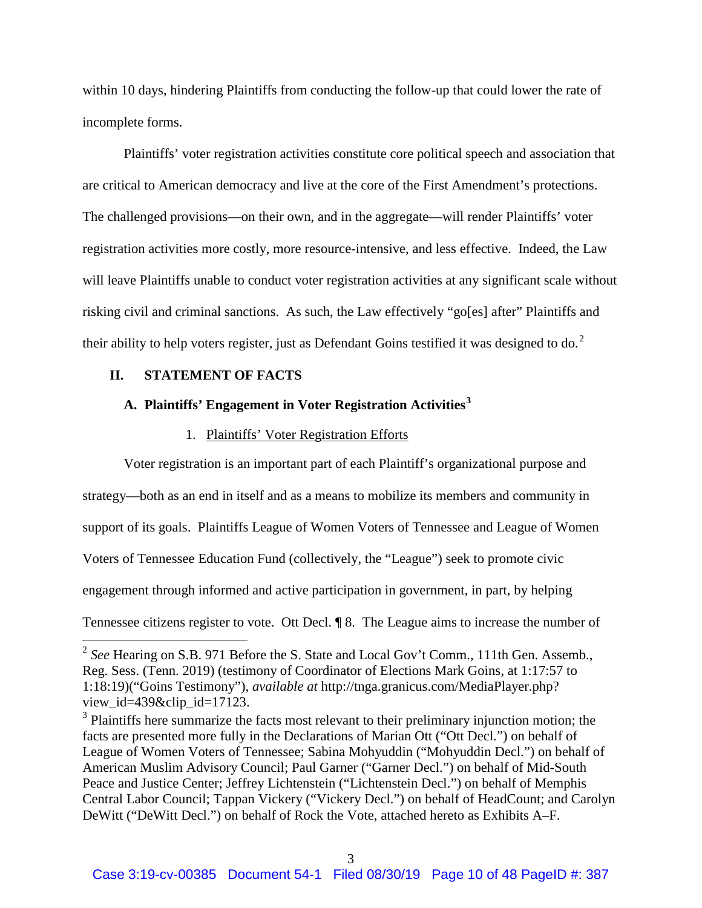within 10 days, hindering Plaintiffs from conducting the follow-up that could lower the rate of incomplete forms.

Plaintiffs' voter registration activities constitute core political speech and association that are critical to American democracy and live at the core of the First Amendment's protections. The challenged provisions—on their own, and in the aggregate—will render Plaintiffs' voter registration activities more costly, more resource-intensive, and less effective. Indeed, the Law will leave Plaintiffs unable to conduct voter registration activities at any significant scale without risking civil and criminal sanctions. As such, the Law effectively "go[es] after" Plaintiffs and their ability to help voters register, just as Defendant Goins testified it was designed to do.[2]

## II. STATEMENT OF FACTS

### A. Plaintiffs' Engagement in Voter Registration Activities[3]

#### 1. Plaintiffs' Voter Registration Efforts

Voter registration is an important part of each Plaintiff's organizational purpose and strategy—both as an end in itself and as a means to mobilize its members and community in support of its goals. Plaintiffs League of Women Voters of Tennessee and League of Women Voters of Tennessee Education Fund (collectively, the "League") seek to promote civic engagement through informed and active participation in government, in part, by helping Tennessee citizens register to vote. Ott Decl. ¶ 8. The League aims to increase the number of

---

[2] *See* Hearing on S.B. 971 Before the S. State and Local Gov't Comm., 111th Gen. Assemb., Reg. Sess. (Tenn. 2019) (testimony of Coordinator of Elections Mark Goins, at 1:17:57 to 1:18:19)("Goins Testimony"), *available at* http://tnga.granicus.com/MediaPlayer.php?view_id=439&clip_id=17123.

[3] Plaintiffs here summarize the facts most relevant to their preliminary injunction motion; the facts are presented more fully in the Declarations of Marian Ott ("Ott Decl.") on behalf of League of Women Voters of Tennessee; Sabina Mohyuddin ("Mohyuddin Decl.") on behalf of American Muslim Advisory Council; Paul Garner ("Garner Decl.") on behalf of Mid-South Peace and Justice Center; Jeffrey Lichtenstein ("Lichtenstein Decl.") on behalf of Memphis Central Labor Council; Tappan Vickery ("Vickery Decl.") on behalf of HeadCount; and Carolyn DeWitt ("DeWitt Decl.") on behalf of Rock the Vote, attached hereto as Exhibits A–F.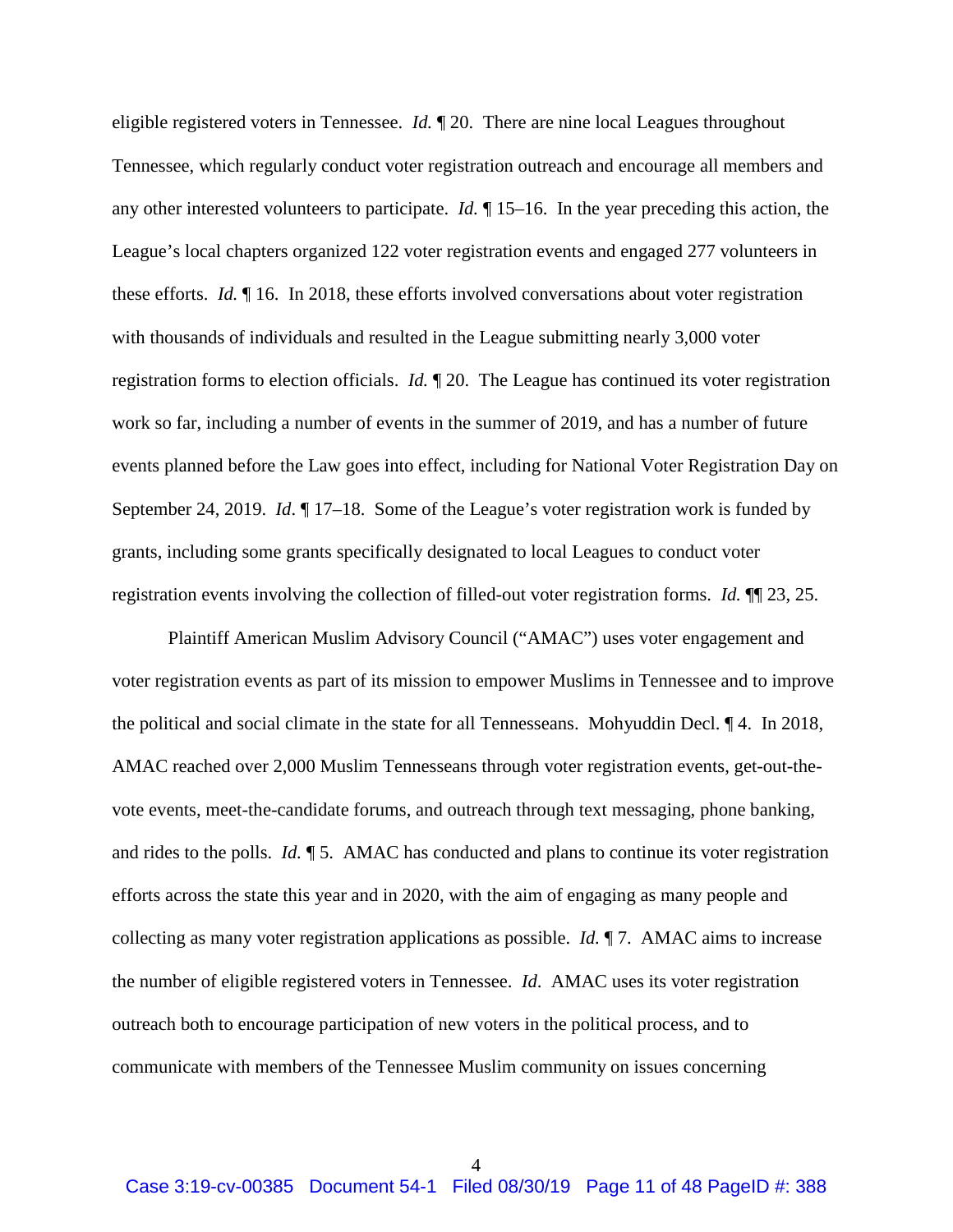eligible registered voters in Tennessee. *Id.* ¶ 20. There are nine local Leagues throughout Tennessee, which regularly conduct voter registration outreach and encourage all members and any other interested volunteers to participate. *Id.* ¶ 15–16. In the year preceding this action, the League's local chapters organized 122 voter registration events and engaged 277 volunteers in these efforts. *Id.* ¶ 16. In 2018, these efforts involved conversations about voter registration with thousands of individuals and resulted in the League submitting nearly 3,000 voter registration forms to election officials. *Id.* ¶ 20. The League has continued its voter registration work so far, including a number of events in the summer of 2019, and has a number of future events planned before the Law goes into effect, including for National Voter Registration Day on September 24, 2019. *Id*. ¶ 17–18. Some of the League's voter registration work is funded by grants, including some grants specifically designated to local Leagues to conduct voter registration events involving the collection of filled-out voter registration forms. *Id.* ¶¶ 23, 25.

Plaintiff American Muslim Advisory Council ("AMAC") uses voter engagement and voter registration events as part of its mission to empower Muslims in Tennessee and to improve the political and social climate in the state for all Tennesseans. Mohyuddin Decl. ¶ 4. In 2018, AMAC reached over 2,000 Muslim Tennesseans through voter registration events, get-out-the-vote events, meet-the-candidate forums, and outreach through text messaging, phone banking, and rides to the polls. *Id.* ¶ 5. AMAC has conducted and plans to continue its voter registration efforts across the state this year and in 2020, with the aim of engaging as many people and collecting as many voter registration applications as possible. *Id.* ¶ 7. AMAC aims to increase the number of eligible registered voters in Tennessee. *Id*. AMAC uses its voter registration outreach both to encourage participation of new voters in the political process, and to communicate with members of the Tennessee Muslim community on issues concerning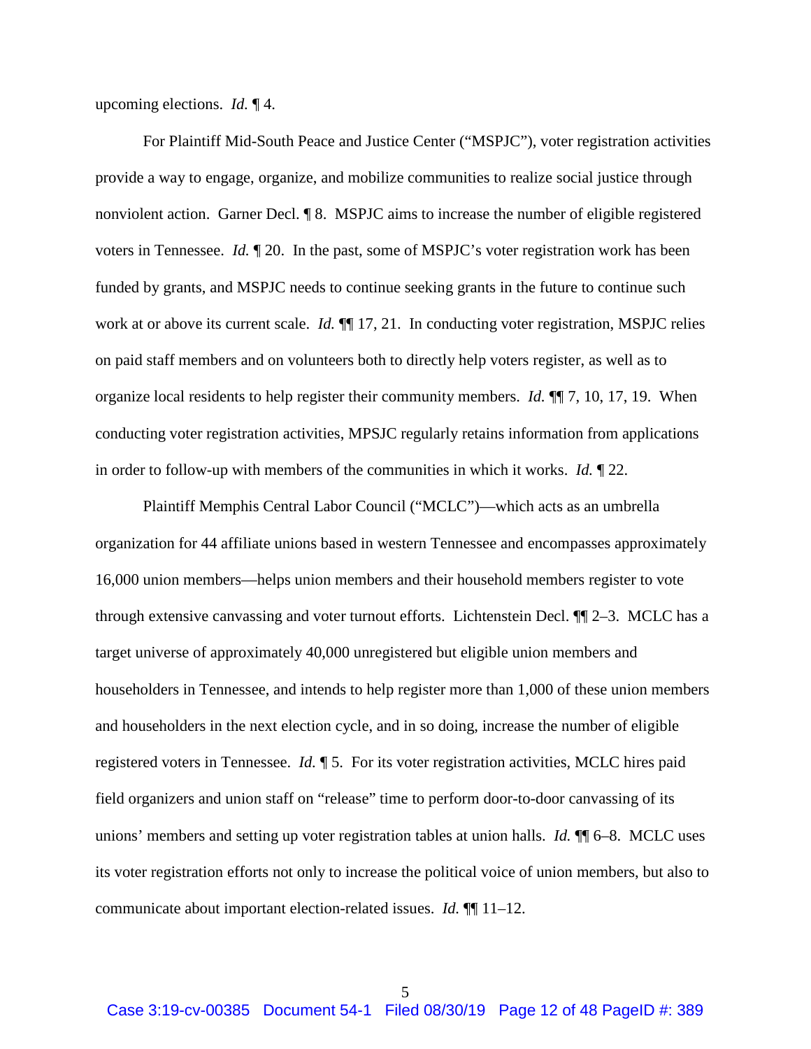upcoming elections. *Id.* ¶ 4.

For Plaintiff Mid-South Peace and Justice Center ("MSPJC"), voter registration activities provide a way to engage, organize, and mobilize communities to realize social justice through nonviolent action. Garner Decl. ¶ 8. MSPJC aims to increase the number of eligible registered voters in Tennessee. *Id.* ¶ 20. In the past, some of MSPJC's voter registration work has been funded by grants, and MSPJC needs to continue seeking grants in the future to continue such work at or above its current scale. *Id.* ¶¶ 17, 21. In conducting voter registration, MSPJC relies on paid staff members and on volunteers both to directly help voters register, as well as to organize local residents to help register their community members. *Id.* ¶¶ 7, 10, 17, 19. When conducting voter registration activities, MPSJC regularly retains information from applications in order to follow-up with members of the communities in which it works. *Id.* ¶ 22.

Plaintiff Memphis Central Labor Council ("MCLC")—which acts as an umbrella organization for 44 affiliate unions based in western Tennessee and encompasses approximately 16,000 union members—helps union members and their household members register to vote through extensive canvassing and voter turnout efforts. Lichtenstein Decl. ¶¶ 2–3. MCLC has a target universe of approximately 40,000 unregistered but eligible union members and householders in Tennessee, and intends to help register more than 1,000 of these union members and householders in the next election cycle, and in so doing, increase the number of eligible registered voters in Tennessee. *Id.* ¶ 5. For its voter registration activities, MCLC hires paid field organizers and union staff on "release" time to perform door-to-door canvassing of its unions' members and setting up voter registration tables at union halls. *Id.* ¶¶ 6–8. MCLC uses its voter registration efforts not only to increase the political voice of union members, but also to communicate about important election-related issues. *Id.* ¶¶ 11–12.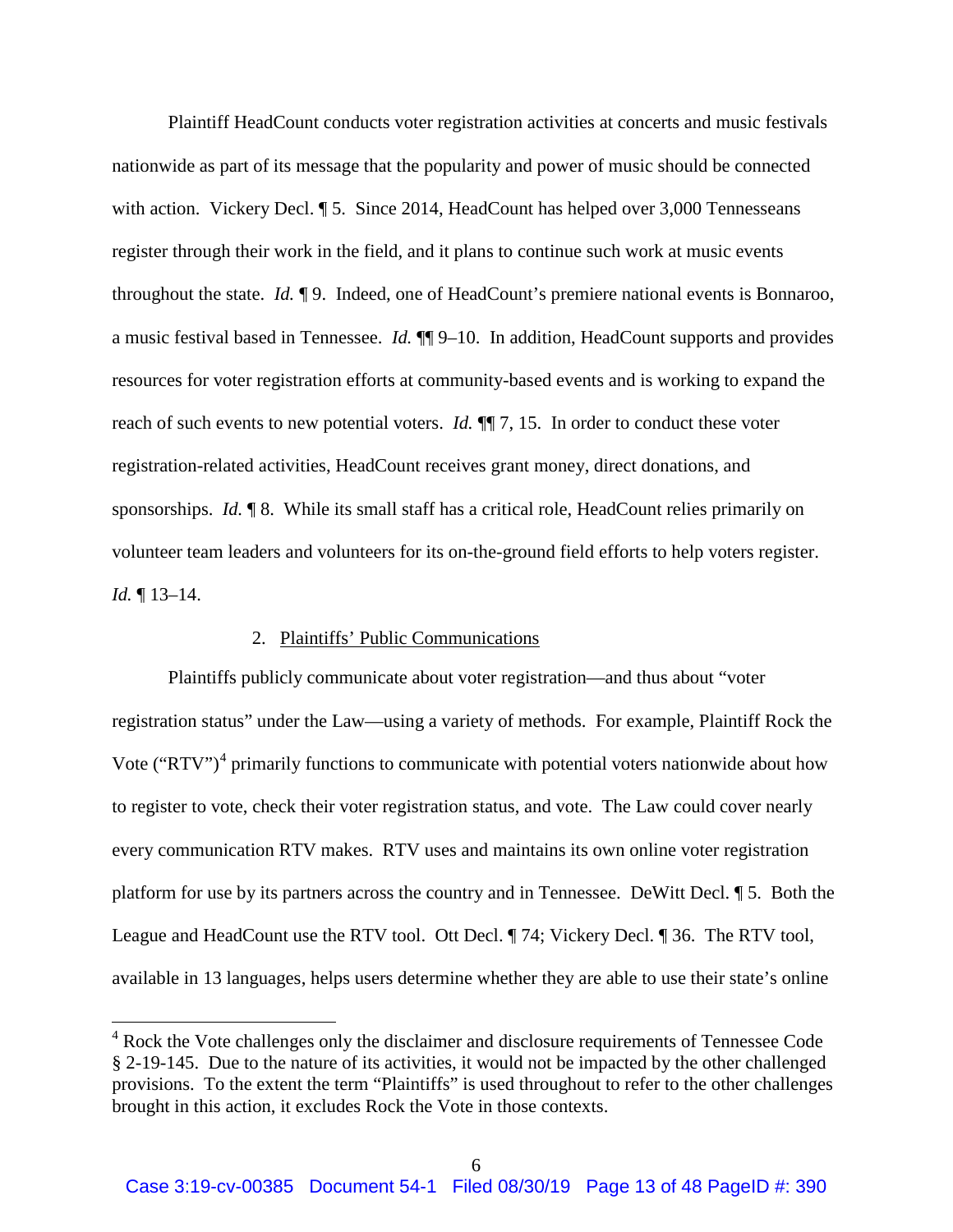Plaintiff HeadCount conducts voter registration activities at concerts and music festivals nationwide as part of its message that the popularity and power of music should be connected with action. Vickery Decl. ¶ 5. Since 2014, HeadCount has helped over 3,000 Tennesseans register through their work in the field, and it plans to continue such work at music events throughout the state. *Id.* ¶ 9. Indeed, one of HeadCount's premiere national events is Bonnaroo, a music festival based in Tennessee. *Id.* ¶¶ 9–10. In addition, HeadCount supports and provides resources for voter registration efforts at community-based events and is working to expand the reach of such events to new potential voters. *Id.* ¶¶ 7, 15. In order to conduct these voter registration-related activities, HeadCount receives grant money, direct donations, and sponsorships. *Id.* ¶ 8. While its small staff has a critical role, HeadCount relies primarily on volunteer team leaders and volunteers for its on-the-ground field efforts to help voters register. *Id.* ¶ 13–14.

2. Plaintiffs' Public Communications

Plaintiffs publicly communicate about voter registration—and thus about "voter registration status" under the Law—using a variety of methods. For example, Plaintiff Rock the Vote ("RTV")[4] primarily functions to communicate with potential voters nationwide about how to register to vote, check their voter registration status, and vote. The Law could cover nearly every communication RTV makes. RTV uses and maintains its own online voter registration platform for use by its partners across the country and in Tennessee. DeWitt Decl. ¶ 5. Both the League and HeadCount use the RTV tool. Ott Decl. ¶ 74; Vickery Decl. ¶ 36. The RTV tool, available in 13 languages, helps users determine whether they are able to use their state's online

[4] Rock the Vote challenges only the disclaimer and disclosure requirements of Tennessee Code § 2-19-145. Due to the nature of its activities, it would not be impacted by the other challenged provisions. To the extent the term "Plaintiffs" is used throughout to refer to the other challenges brought in this action, it excludes Rock the Vote in those contexts.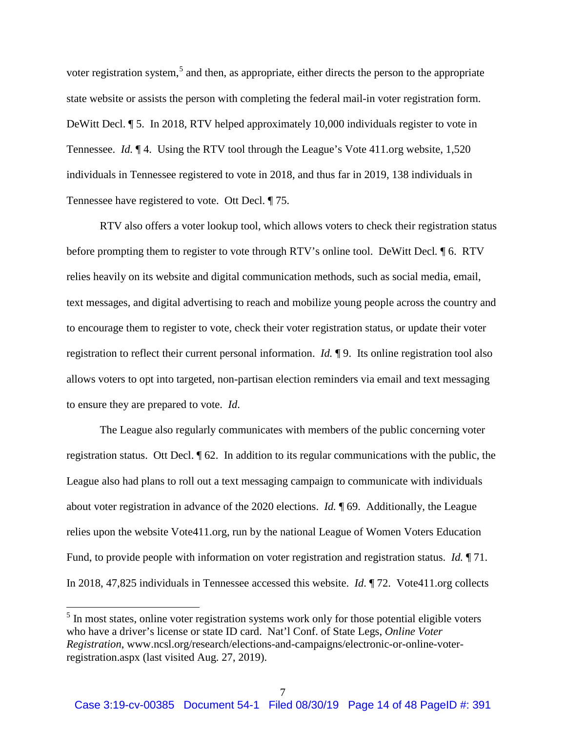voter registration system,[5] and then, as appropriate, either directs the person to the appropriate state website or assists the person with completing the federal mail-in voter registration form. DeWitt Decl. ¶ 5. In 2018, RTV helped approximately 10,000 individuals register to vote in Tennessee. *Id.* ¶ 4. Using the RTV tool through the League's Vote 411.org website, 1,520 individuals in Tennessee registered to vote in 2018, and thus far in 2019, 138 individuals in Tennessee have registered to vote. Ott Decl. ¶ 75.

RTV also offers a voter lookup tool, which allows voters to check their registration status before prompting them to register to vote through RTV's online tool. DeWitt Decl. ¶ 6. RTV relies heavily on its website and digital communication methods, such as social media, email, text messages, and digital advertising to reach and mobilize young people across the country and to encourage them to register to vote, check their voter registration status, or update their voter registration to reflect their current personal information. *Id.* ¶ 9. Its online registration tool also allows voters to opt into targeted, non-partisan election reminders via email and text messaging to ensure they are prepared to vote. *Id.*

The League also regularly communicates with members of the public concerning voter registration status. Ott Decl. ¶ 62. In addition to its regular communications with the public, the League also had plans to roll out a text messaging campaign to communicate with individuals about voter registration in advance of the 2020 elections. *Id.* ¶ 69. Additionally, the League relies upon the website Vote411.org, run by the national League of Women Voters Education Fund, to provide people with information on voter registration and registration status. *Id.* ¶ 71. In 2018, 47,825 individuals in Tennessee accessed this website. *Id.* ¶ 72. Vote411.org collects

[5] In most states, online voter registration systems work only for those potential eligible voters who have a driver's license or state ID card. Nat'l Conf. of State Legs, *Online Voter Registration*, www.ncsl.org/research/elections-and-campaigns/electronic-or-online-voter-registration.aspx (last visited Aug. 27, 2019).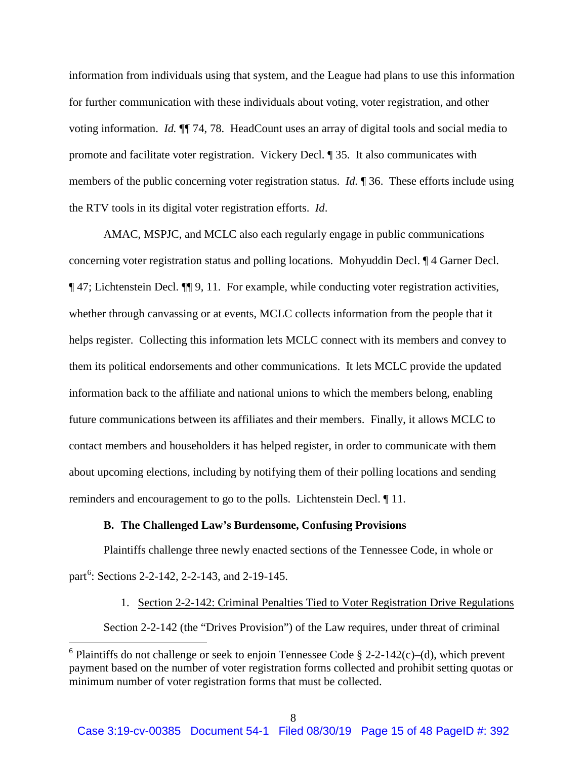information from individuals using that system, and the League had plans to use this information for further communication with these individuals about voting, voter registration, and other voting information. *Id.* ¶¶ 74, 78. HeadCount uses an array of digital tools and social media to promote and facilitate voter registration. Vickery Decl. ¶ 35. It also communicates with members of the public concerning voter registration status. *Id.* ¶ 36. These efforts include using the RTV tools in its digital voter registration efforts. *Id*.

AMAC, MSPJC, and MCLC also each regularly engage in public communications concerning voter registration status and polling locations. Mohyuddin Decl. ¶ 4 Garner Decl. ¶ 47; Lichtenstein Decl. ¶¶ 9, 11. For example, while conducting voter registration activities, whether through canvassing or at events, MCLC collects information from the people that it helps register. Collecting this information lets MCLC connect with its members and convey to them its political endorsements and other communications. It lets MCLC provide the updated information back to the affiliate and national unions to which the members belong, enabling future communications between its affiliates and their members. Finally, it allows MCLC to contact members and householders it has helped register, in order to communicate with them about upcoming elections, including by notifying them of their polling locations and sending reminders and encouragement to go to the polls. Lichtenstein Decl. ¶ 11.

### B. The Challenged Law's Burdensome, Confusing Provisions

Plaintiffs challenge three newly enacted sections of the Tennessee Code, in whole or part[6]: Sections 2-2-142, 2-2-143, and 2-19-145.

1. <u>Section 2-2-142: Criminal Penalties Tied to Voter Registration Drive Regulations</u>

Section 2-2-142 (the "Drives Provision") of the Law requires, under threat of criminal

[6] Plaintiffs do not challenge or seek to enjoin Tennessee Code § 2-2-142(c)–(d), which prevent payment based on the number of voter registration forms collected and prohibit setting quotas or minimum number of voter registration forms that must be collected.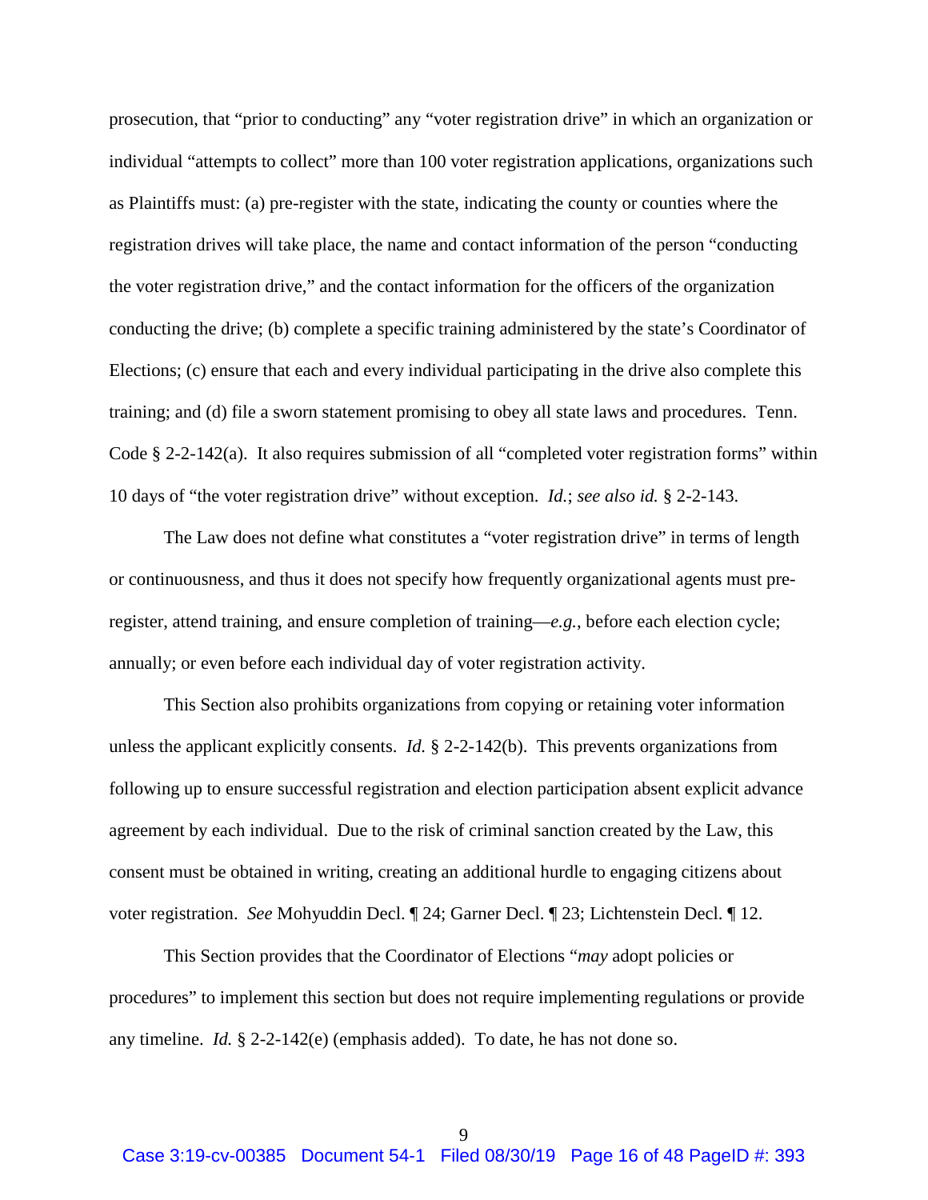prosecution, that "prior to conducting" any "voter registration drive" in which an organization or individual "attempts to collect" more than 100 voter registration applications, organizations such as Plaintiffs must: (a) pre-register with the state, indicating the county or counties where the registration drives will take place, the name and contact information of the person "conducting the voter registration drive," and the contact information for the officers of the organization conducting the drive; (b) complete a specific training administered by the state's Coordinator of Elections; (c) ensure that each and every individual participating in the drive also complete this training; and (d) file a sworn statement promising to obey all state laws and procedures. Tenn. Code § 2-2-142(a). It also requires submission of all "completed voter registration forms" within 10 days of "the voter registration drive" without exception. *Id.*; *see also id.* § 2-2-143.

The Law does not define what constitutes a "voter registration drive" in terms of length or continuousness, and thus it does not specify how frequently organizational agents must pre-register, attend training, and ensure completion of training—*e.g.*, before each election cycle; annually; or even before each individual day of voter registration activity.

This Section also prohibits organizations from copying or retaining voter information unless the applicant explicitly consents. *Id.* § 2-2-142(b). This prevents organizations from following up to ensure successful registration and election participation absent explicit advance agreement by each individual. Due to the risk of criminal sanction created by the Law, this consent must be obtained in writing, creating an additional hurdle to engaging citizens about voter registration. *See* Mohyuddin Decl. ¶ 24; Garner Decl. ¶ 23; Lichtenstein Decl. ¶ 12.

This Section provides that the Coordinator of Elections "*may* adopt policies or procedures" to implement this section but does not require implementing regulations or provide any timeline. *Id.* § 2-2-142(e) (emphasis added). To date, he has not done so.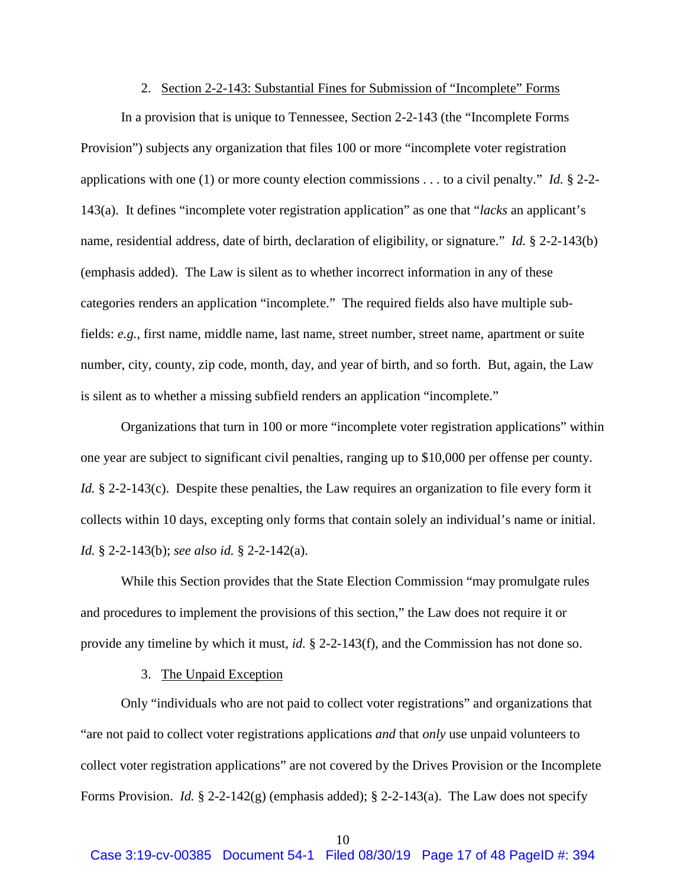### 2. <u>Section 2-2-143: Substantial Fines for Submission of "Incomplete" Forms</u>

In a provision that is unique to Tennessee, Section 2-2-143 (the "Incomplete Forms Provision") subjects any organization that files 100 or more "incomplete voter registration applications with one (1) or more county election commissions . . . to a civil penalty." *Id.* § 2-2-143(a). It defines "incomplete voter registration application" as one that "*lacks* an applicant's name, residential address, date of birth, declaration of eligibility, or signature." *Id.* § 2-2-143(b) (emphasis added). The Law is silent as to whether incorrect information in any of these categories renders an application "incomplete." The required fields also have multiple sub-fields: *e.g.*, first name, middle name, last name, street number, street name, apartment or suite number, city, county, zip code, month, day, and year of birth, and so forth. But, again, the Law is silent as to whether a missing subfield renders an application "incomplete."

Organizations that turn in 100 or more "incomplete voter registration applications" within one year are subject to significant civil penalties, ranging up to $10,000 per offense per county. *Id.* § 2-2-143(c). Despite these penalties, the Law requires an organization to file every form it collects within 10 days, excepting only forms that contain solely an individual's name or initial. *Id.* § 2-2-143(b); *see also id.* § 2-2-142(a).

While this Section provides that the State Election Commission "may promulgate rules and procedures to implement the provisions of this section," the Law does not require it or provide any timeline by which it must, *id.* § 2-2-143(f), and the Commission has not done so.

### 3. <u>The Unpaid Exception</u>

Only "individuals who are not paid to collect voter registrations" and organizations that "are not paid to collect voter registrations applications *and* that *only* use unpaid volunteers to collect voter registration applications" are not covered by the Drives Provision or the Incomplete Forms Provision. *Id.* § 2-2-142(g) (emphasis added); § 2-2-143(a). The Law does not specify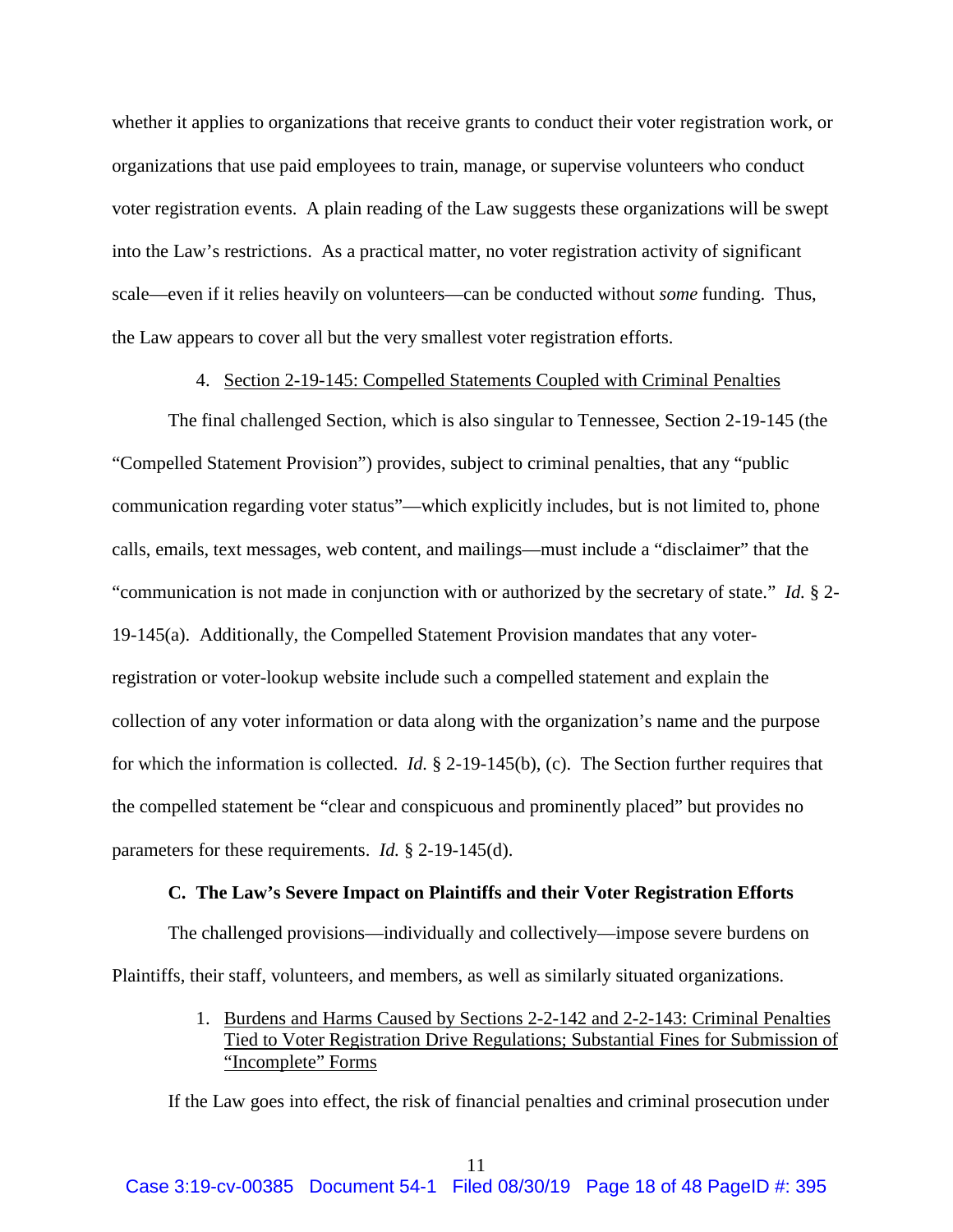whether it applies to organizations that receive grants to conduct their voter registration work, or organizations that use paid employees to train, manage, or supervise volunteers who conduct voter registration events. A plain reading of the Law suggests these organizations will be swept into the Law's restrictions. As a practical matter, no voter registration activity of significant scale—even if it relies heavily on volunteers—can be conducted without *some* funding. Thus, the Law appears to cover all but the very smallest voter registration efforts.

4. Section 2-19-145: Compelled Statements Coupled with Criminal Penalties

The final challenged Section, which is also singular to Tennessee, Section 2-19-145 (the "Compelled Statement Provision") provides, subject to criminal penalties, that any "public communication regarding voter status"—which explicitly includes, but is not limited to, phone calls, emails, text messages, web content, and mailings—must include a "disclaimer" that the "communication is not made in conjunction with or authorized by the secretary of state." *Id.* § 2-19-145(a). Additionally, the Compelled Statement Provision mandates that any voter-registration or voter-lookup website include such a compelled statement and explain the collection of any voter information or data along with the organization's name and the purpose for which the information is collected. *Id.* § 2-19-145(b), (c). The Section further requires that the compelled statement be "clear and conspicuous and prominently placed" but provides no parameters for these requirements. *Id.* § 2-19-145(d).

### C. The Law's Severe Impact on Plaintiffs and their Voter Registration Efforts

The challenged provisions—individually and collectively—impose severe burdens on Plaintiffs, their staff, volunteers, and members, as well as similarly situated organizations.

1. Burdens and Harms Caused by Sections 2-2-142 and 2-2-143: Criminal Penalties Tied to Voter Registration Drive Regulations; Substantial Fines for Submission of "Incomplete" Forms

If the Law goes into effect, the risk of financial penalties and criminal prosecution under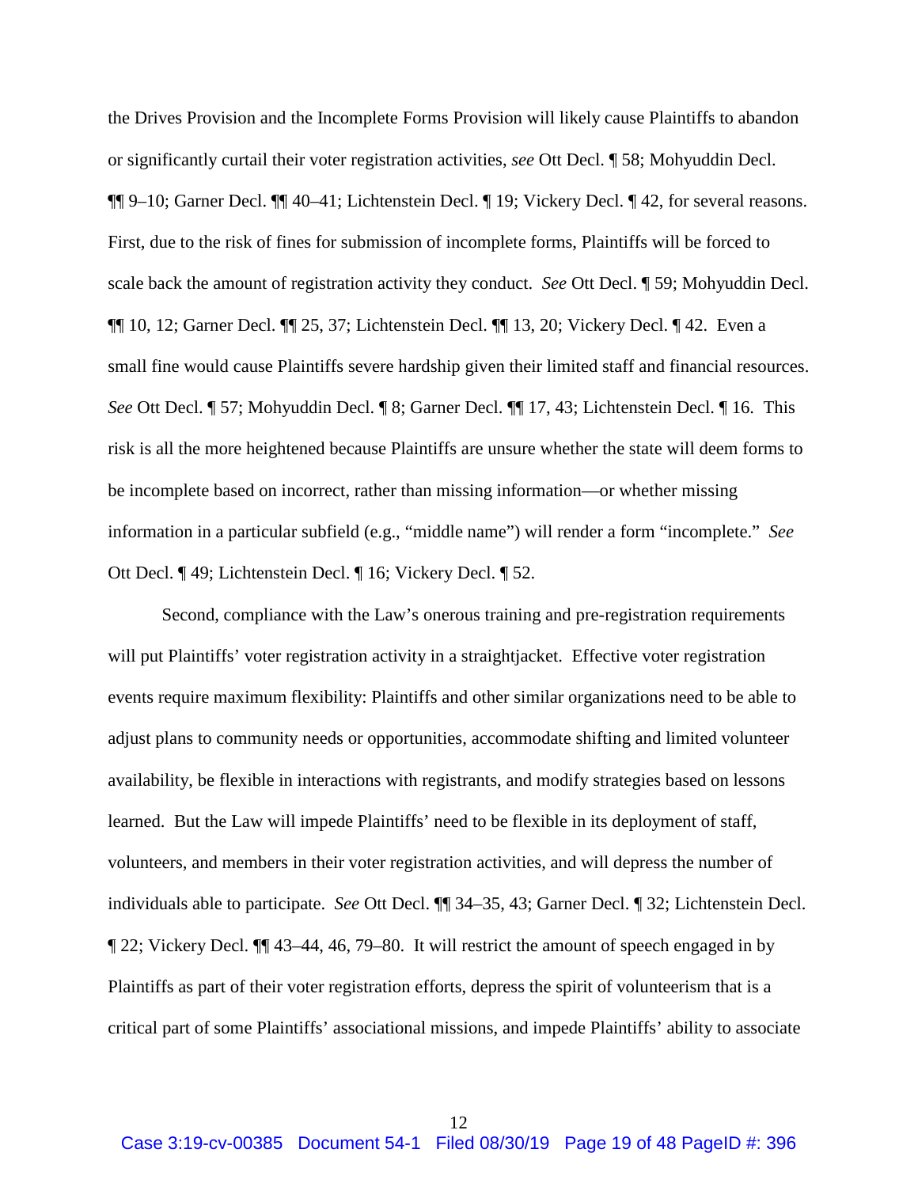the Drives Provision and the Incomplete Forms Provision will likely cause Plaintiffs to abandon or significantly curtail their voter registration activities, *see* Ott Decl. ¶ 58; Mohyuddin Decl. ¶¶ 9–10; Garner Decl. ¶¶ 40–41; Lichtenstein Decl. ¶ 19; Vickery Decl. ¶ 42, for several reasons. First, due to the risk of fines for submission of incomplete forms, Plaintiffs will be forced to scale back the amount of registration activity they conduct. *See* Ott Decl. ¶ 59; Mohyuddin Decl. ¶¶ 10, 12; Garner Decl. ¶¶ 25, 37; Lichtenstein Decl. ¶¶ 13, 20; Vickery Decl. ¶ 42. Even a small fine would cause Plaintiffs severe hardship given their limited staff and financial resources. *See* Ott Decl. ¶ 57; Mohyuddin Decl. ¶ 8; Garner Decl. ¶¶ 17, 43; Lichtenstein Decl. ¶ 16. This risk is all the more heightened because Plaintiffs are unsure whether the state will deem forms to be incomplete based on incorrect, rather than missing information—or whether missing information in a particular subfield (e.g., "middle name") will render a form "incomplete." *See* Ott Decl. ¶ 49; Lichtenstein Decl. ¶ 16; Vickery Decl. ¶ 52.

Second, compliance with the Law's onerous training and pre-registration requirements will put Plaintiffs' voter registration activity in a straightjacket. Effective voter registration events require maximum flexibility: Plaintiffs and other similar organizations need to be able to adjust plans to community needs or opportunities, accommodate shifting and limited volunteer availability, be flexible in interactions with registrants, and modify strategies based on lessons learned. But the Law will impede Plaintiffs' need to be flexible in its deployment of staff, volunteers, and members in their voter registration activities, and will depress the number of individuals able to participate. *See* Ott Decl. ¶¶ 34–35, 43; Garner Decl. ¶ 32; Lichtenstein Decl. ¶ 22; Vickery Decl. ¶¶ 43–44, 46, 79–80. It will restrict the amount of speech engaged in by Plaintiffs as part of their voter registration efforts, depress the spirit of volunteerism that is a critical part of some Plaintiffs' associational missions, and impede Plaintiffs' ability to associate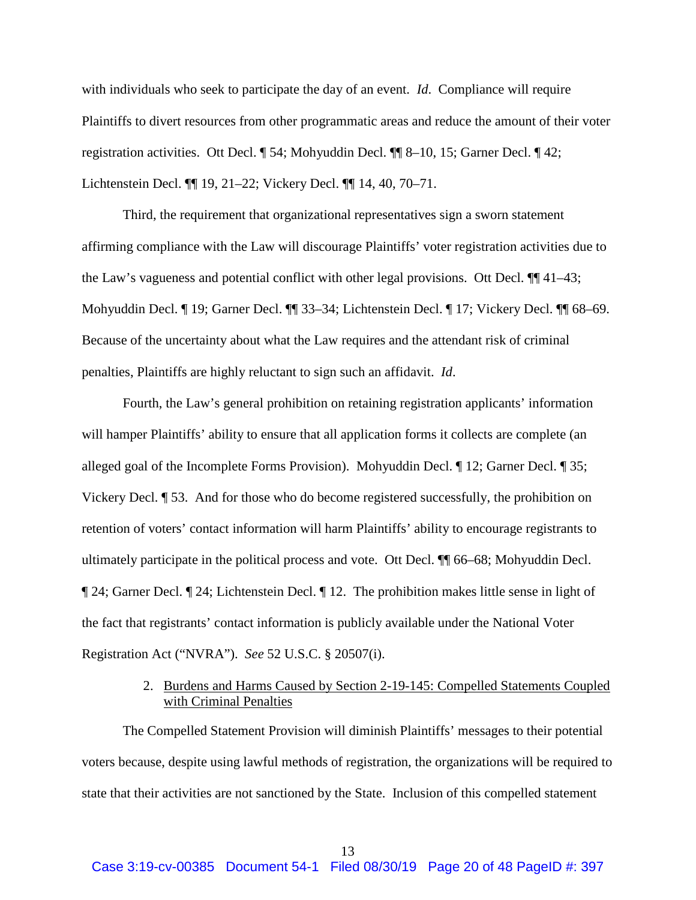with individuals who seek to participate the day of an event. *Id*. Compliance will require Plaintiffs to divert resources from other programmatic areas and reduce the amount of their voter registration activities. Ott Decl. ¶ 54; Mohyuddin Decl. ¶¶ 8–10, 15; Garner Decl. ¶ 42; Lichtenstein Decl. ¶¶ 19, 21–22; Vickery Decl. ¶¶ 14, 40, 70–71.

Third, the requirement that organizational representatives sign a sworn statement affirming compliance with the Law will discourage Plaintiffs' voter registration activities due to the Law's vagueness and potential conflict with other legal provisions. Ott Decl. ¶¶ 41–43; Mohyuddin Decl. ¶ 19; Garner Decl. ¶¶ 33–34; Lichtenstein Decl. ¶ 17; Vickery Decl. ¶¶ 68–69. Because of the uncertainty about what the Law requires and the attendant risk of criminal penalties, Plaintiffs are highly reluctant to sign such an affidavit. *Id*.

Fourth, the Law's general prohibition on retaining registration applicants' information will hamper Plaintiffs' ability to ensure that all application forms it collects are complete (an alleged goal of the Incomplete Forms Provision). Mohyuddin Decl. ¶ 12; Garner Decl. ¶ 35; Vickery Decl. ¶ 53. And for those who do become registered successfully, the prohibition on retention of voters' contact information will harm Plaintiffs' ability to encourage registrants to ultimately participate in the political process and vote. Ott Decl. ¶¶ 66–68; Mohyuddin Decl. ¶ 24; Garner Decl. ¶ 24; Lichtenstein Decl. ¶ 12. The prohibition makes little sense in light of the fact that registrants' contact information is publicly available under the National Voter Registration Act ("NVRA"). *See* 52 U.S.C. § 20507(i).

2. <u>Burdens and Harms Caused by Section 2-19-145: Compelled Statements Coupled with Criminal Penalties</u>

The Compelled Statement Provision will diminish Plaintiffs' messages to their potential voters because, despite using lawful methods of registration, the organizations will be required to state that their activities are not sanctioned by the State. Inclusion of this compelled statement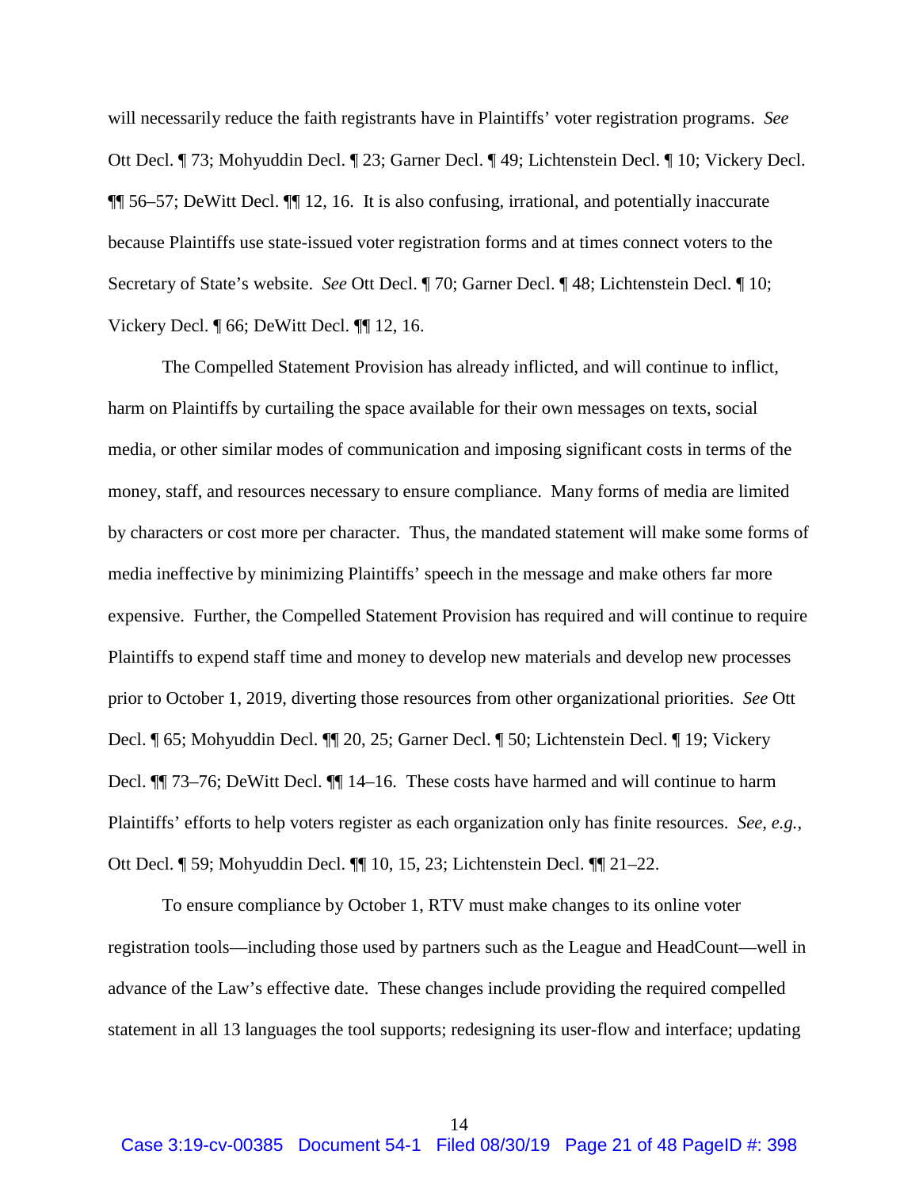will necessarily reduce the faith registrants have in Plaintiffs' voter registration programs. *See* Ott Decl. ¶ 73; Mohyuddin Decl. ¶ 23; Garner Decl. ¶ 49; Lichtenstein Decl. ¶ 10; Vickery Decl. ¶¶ 56–57; DeWitt Decl. ¶¶ 12, 16. It is also confusing, irrational, and potentially inaccurate because Plaintiffs use state-issued voter registration forms and at times connect voters to the Secretary of State's website. *See* Ott Decl. ¶ 70; Garner Decl. ¶ 48; Lichtenstein Decl. ¶ 10; Vickery Decl. ¶ 66; DeWitt Decl. ¶¶ 12, 16.

The Compelled Statement Provision has already inflicted, and will continue to inflict, harm on Plaintiffs by curtailing the space available for their own messages on texts, social media, or other similar modes of communication and imposing significant costs in terms of the money, staff, and resources necessary to ensure compliance. Many forms of media are limited by characters or cost more per character. Thus, the mandated statement will make some forms of media ineffective by minimizing Plaintiffs' speech in the message and make others far more expensive. Further, the Compelled Statement Provision has required and will continue to require Plaintiffs to expend staff time and money to develop new materials and develop new processes prior to October 1, 2019, diverting those resources from other organizational priorities. *See* Ott Decl. ¶ 65; Mohyuddin Decl. ¶¶ 20, 25; Garner Decl. ¶ 50; Lichtenstein Decl. ¶ 19; Vickery Decl. ¶¶ 73–76; DeWitt Decl. ¶¶ 14–16. These costs have harmed and will continue to harm Plaintiffs' efforts to help voters register as each organization only has finite resources. *See, e.g.*, Ott Decl. ¶ 59; Mohyuddin Decl. ¶¶ 10, 15, 23; Lichtenstein Decl. ¶¶ 21–22.

To ensure compliance by October 1, RTV must make changes to its online voter registration tools—including those used by partners such as the League and HeadCount—well in advance of the Law's effective date. These changes include providing the required compelled statement in all 13 languages the tool supports; redesigning its user-flow and interface; updating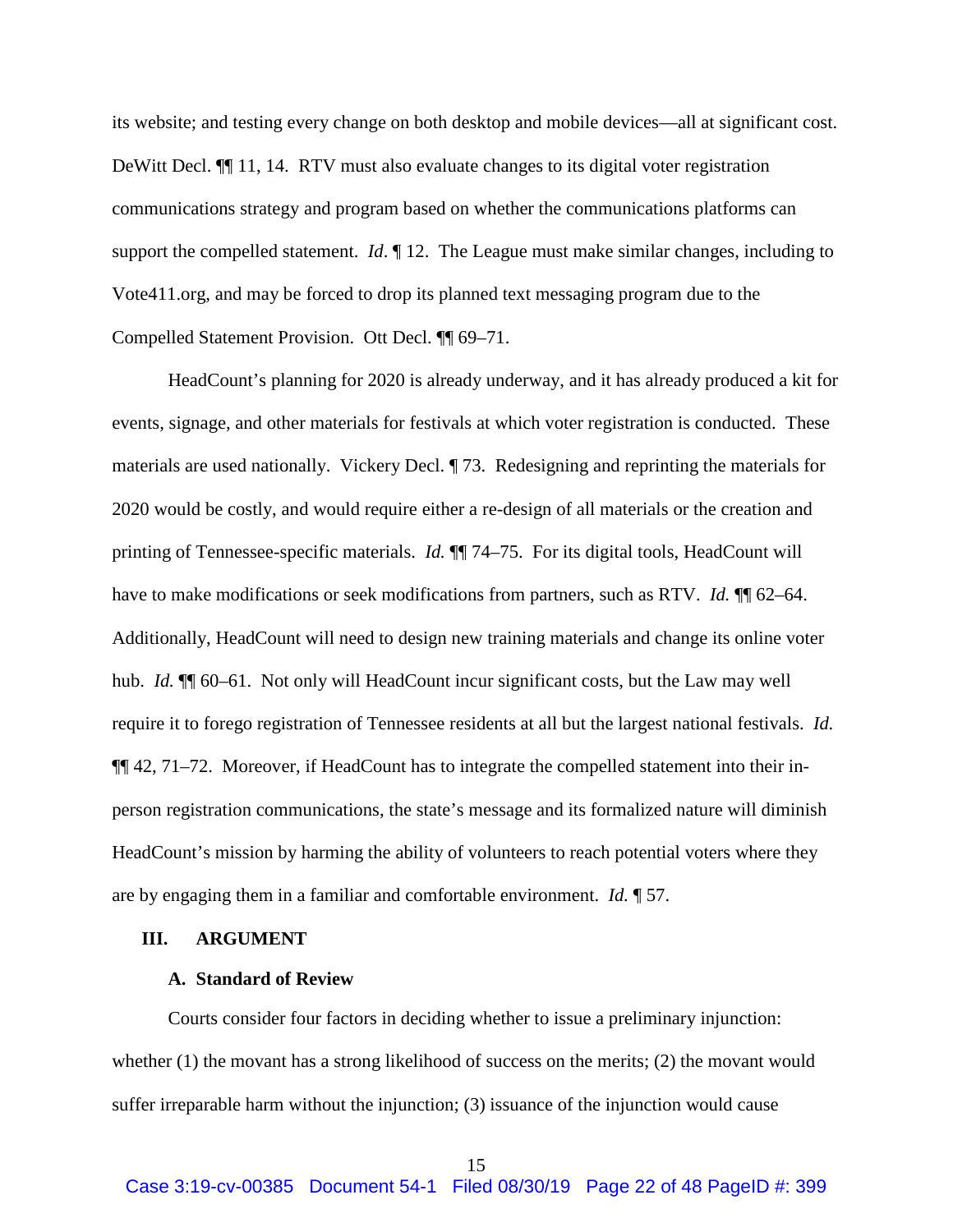its website; and testing every change on both desktop and mobile devices—all at significant cost. DeWitt Decl. ¶¶ 11, 14. RTV must also evaluate changes to its digital voter registration communications strategy and program based on whether the communications platforms can support the compelled statement. *Id*. ¶ 12. The League must make similar changes, including to Vote411.org, and may be forced to drop its planned text messaging program due to the Compelled Statement Provision. Ott Decl. ¶¶ 69–71.

HeadCount's planning for 2020 is already underway, and it has already produced a kit for events, signage, and other materials for festivals at which voter registration is conducted. These materials are used nationally. Vickery Decl. ¶ 73. Redesigning and reprinting the materials for 2020 would be costly, and would require either a re-design of all materials or the creation and printing of Tennessee-specific materials. *Id.* ¶¶ 74–75. For its digital tools, HeadCount will have to make modifications or seek modifications from partners, such as RTV. *Id.* ¶¶ 62–64. Additionally, HeadCount will need to design new training materials and change its online voter hub. *Id.* ¶¶ 60–61. Not only will HeadCount incur significant costs, but the Law may well require it to forego registration of Tennessee residents at all but the largest national festivals. *Id.* ¶¶ 42, 71–72. Moreover, if HeadCount has to integrate the compelled statement into their in-person registration communications, the state's message and its formalized nature will diminish HeadCount's mission by harming the ability of volunteers to reach potential voters where they are by engaging them in a familiar and comfortable environment. *Id.* ¶ 57.

## III. ARGUMENT

### A. Standard of Review

Courts consider four factors in deciding whether to issue a preliminary injunction: whether (1) the movant has a strong likelihood of success on the merits; (2) the movant would suffer irreparable harm without the injunction; (3) issuance of the injunction would cause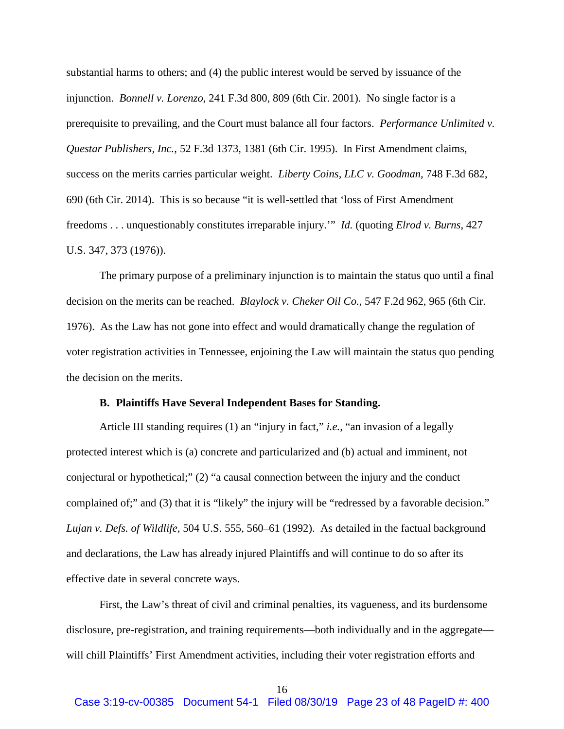substantial harms to others; and (4) the public interest would be served by issuance of the injunction. *Bonnell v. Lorenzo*, 241 F.3d 800, 809 (6th Cir. 2001). No single factor is a prerequisite to prevailing, and the Court must balance all four factors. *Performance Unlimited v. Questar Publishers, Inc.*, 52 F.3d 1373, 1381 (6th Cir. 1995). In First Amendment claims, success on the merits carries particular weight. *Liberty Coins, LLC v. Goodman*, 748 F.3d 682, 690 (6th Cir. 2014). This is so because "it is well-settled that 'loss of First Amendment freedoms . . . unquestionably constitutes irreparable injury.'" *Id.* (quoting *Elrod v. Burns*, 427 U.S. 347, 373 (1976)).

The primary purpose of a preliminary injunction is to maintain the status quo until a final decision on the merits can be reached. *Blaylock v. Cheker Oil Co.*, 547 F.2d 962, 965 (6th Cir. 1976). As the Law has not gone into effect and would dramatically change the regulation of voter registration activities in Tennessee, enjoining the Law will maintain the status quo pending the decision on the merits.

### B. Plaintiffs Have Several Independent Bases for Standing.

Article III standing requires (1) an "injury in fact," *i.e.*, "an invasion of a legally protected interest which is (a) concrete and particularized and (b) actual and imminent, not conjectural or hypothetical;" (2) "a causal connection between the injury and the conduct complained of;" and (3) that it is "likely" the injury will be "redressed by a favorable decision." *Lujan v. Defs. of Wildlife*, 504 U.S. 555, 560–61 (1992). As detailed in the factual background and declarations, the Law has already injured Plaintiffs and will continue to do so after its effective date in several concrete ways.

First, the Law's threat of civil and criminal penalties, its vagueness, and its burdensome disclosure, pre-registration, and training requirements—both individually and in the aggregate—will chill Plaintiffs' First Amendment activities, including their voter registration efforts and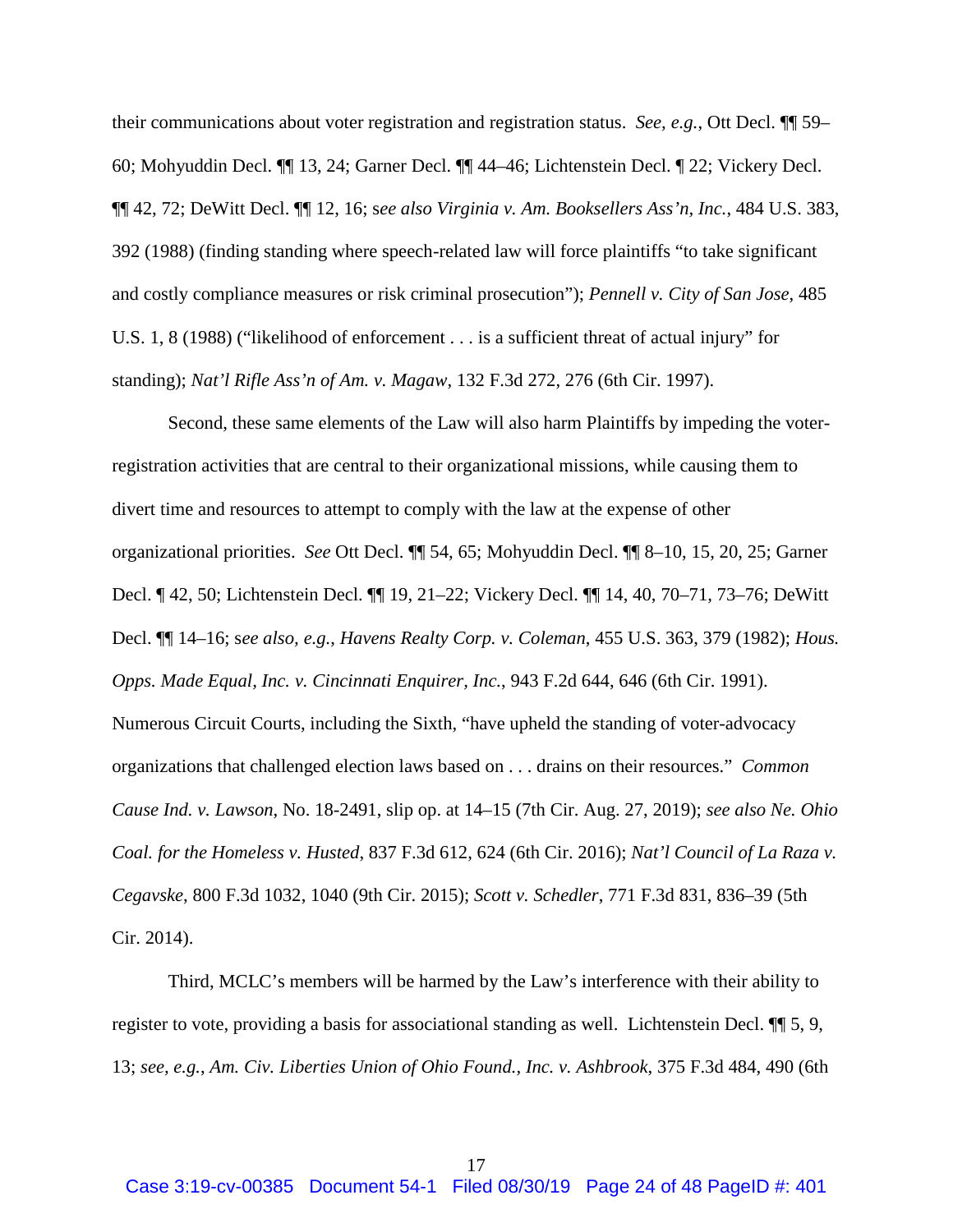their communications about voter registration and registration status. *See, e.g.*, Ott Decl. ¶¶ 59–60; Mohyuddin Decl. ¶¶ 13, 24; Garner Decl. ¶¶ 44–46; Lichtenstein Decl. ¶ 22; Vickery Decl. ¶¶ 42, 72; DeWitt Decl. ¶¶ 12, 16; s*ee also Virginia v. Am. Booksellers Ass'n, Inc.*, 484 U.S. 383, 392 (1988) (finding standing where speech-related law will force plaintiffs "to take significant and costly compliance measures or risk criminal prosecution"); *Pennell v. City of San Jose*, 485 U.S. 1, 8 (1988) ("likelihood of enforcement . . . is a sufficient threat of actual injury" for standing); *Nat'l Rifle Ass'n of Am. v. Magaw*, 132 F.3d 272, 276 (6th Cir. 1997).

Second, these same elements of the Law will also harm Plaintiffs by impeding the voter-registration activities that are central to their organizational missions, while causing them to divert time and resources to attempt to comply with the law at the expense of other organizational priorities. *See* Ott Decl. ¶¶ 54, 65; Mohyuddin Decl. ¶¶ 8–10, 15, 20, 25; Garner Decl. ¶ 42, 50; Lichtenstein Decl. ¶¶ 19, 21–22; Vickery Decl. ¶¶ 14, 40, 70–71, 73–76; DeWitt Decl. ¶¶ 14–16; s*ee also, e.g.*, *Havens Realty Corp. v. Coleman*, 455 U.S. 363, 379 (1982); *Hous. Opps. Made Equal, Inc. v. Cincinnati Enquirer, Inc.*, 943 F.2d 644, 646 (6th Cir. 1991). Numerous Circuit Courts, including the Sixth, "have upheld the standing of voter-advocacy organizations that challenged election laws based on . . . drains on their resources." *Common Cause Ind. v. Lawson*, No. 18-2491, slip op. at 14–15 (7th Cir. Aug. 27, 2019); *see also Ne. Ohio Coal. for the Homeless v. Husted*, 837 F.3d 612, 624 (6th Cir. 2016); *Nat'l Council of La Raza v. Cegavske*, 800 F.3d 1032, 1040 (9th Cir. 2015); *Scott v. Schedler*, 771 F.3d 831, 836–39 (5th Cir. 2014).

Third, MCLC's members will be harmed by the Law's interference with their ability to register to vote, providing a basis for associational standing as well. Lichtenstein Decl. ¶¶ 5, 9, 13; *see, e.g.*, *Am. Civ. Liberties Union of Ohio Found., Inc. v. Ashbrook*, 375 F.3d 484, 490 (6th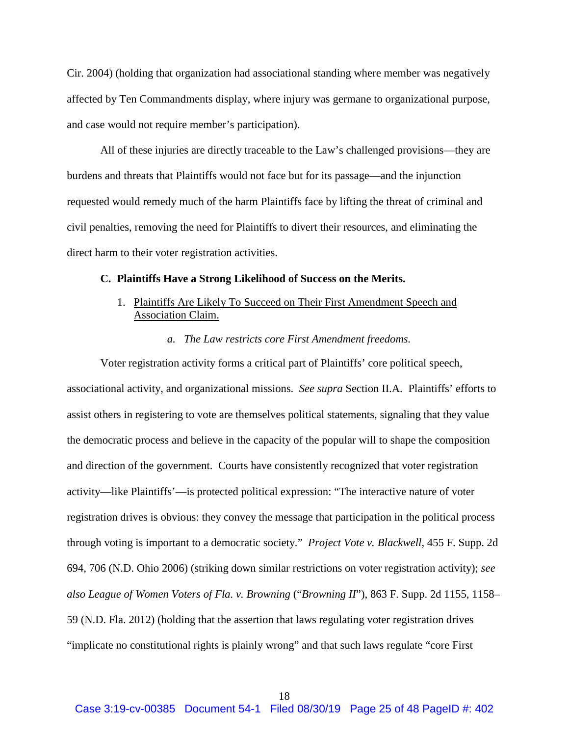Cir. 2004) (holding that organization had associational standing where member was negatively affected by Ten Commandments display, where injury was germane to organizational purpose, and case would not require member's participation).

All of these injuries are directly traceable to the Law's challenged provisions—they are burdens and threats that Plaintiffs would not face but for its passage—and the injunction requested would remedy much of the harm Plaintiffs face by lifting the threat of criminal and civil penalties, removing the need for Plaintiffs to divert their resources, and eliminating the direct harm to their voter registration activities.

### C. Plaintiffs Have a Strong Likelihood of Success on the Merits.

1. Plaintiffs Are Likely To Succeed on Their First Amendment Speech and Association Claim.

*a. The Law restricts core First Amendment freedoms.*

Voter registration activity forms a critical part of Plaintiffs' core political speech, associational activity, and organizational missions. *See supra* Section II.A. Plaintiffs' efforts to assist others in registering to vote are themselves political statements, signaling that they value the democratic process and believe in the capacity of the popular will to shape the composition and direction of the government. Courts have consistently recognized that voter registration activity—like Plaintiffs'—is protected political expression: "The interactive nature of voter registration drives is obvious: they convey the message that participation in the political process through voting is important to a democratic society." *Project Vote v. Blackwell*, 455 F. Supp. 2d 694, 706 (N.D. Ohio 2006) (striking down similar restrictions on voter registration activity); *see also League of Women Voters of Fla. v. Browning* ("*Browning II*"), 863 F. Supp. 2d 1155, 1158–59 (N.D. Fla. 2012) (holding that the assertion that laws regulating voter registration drives "implicate no constitutional rights is plainly wrong" and that such laws regulate "core First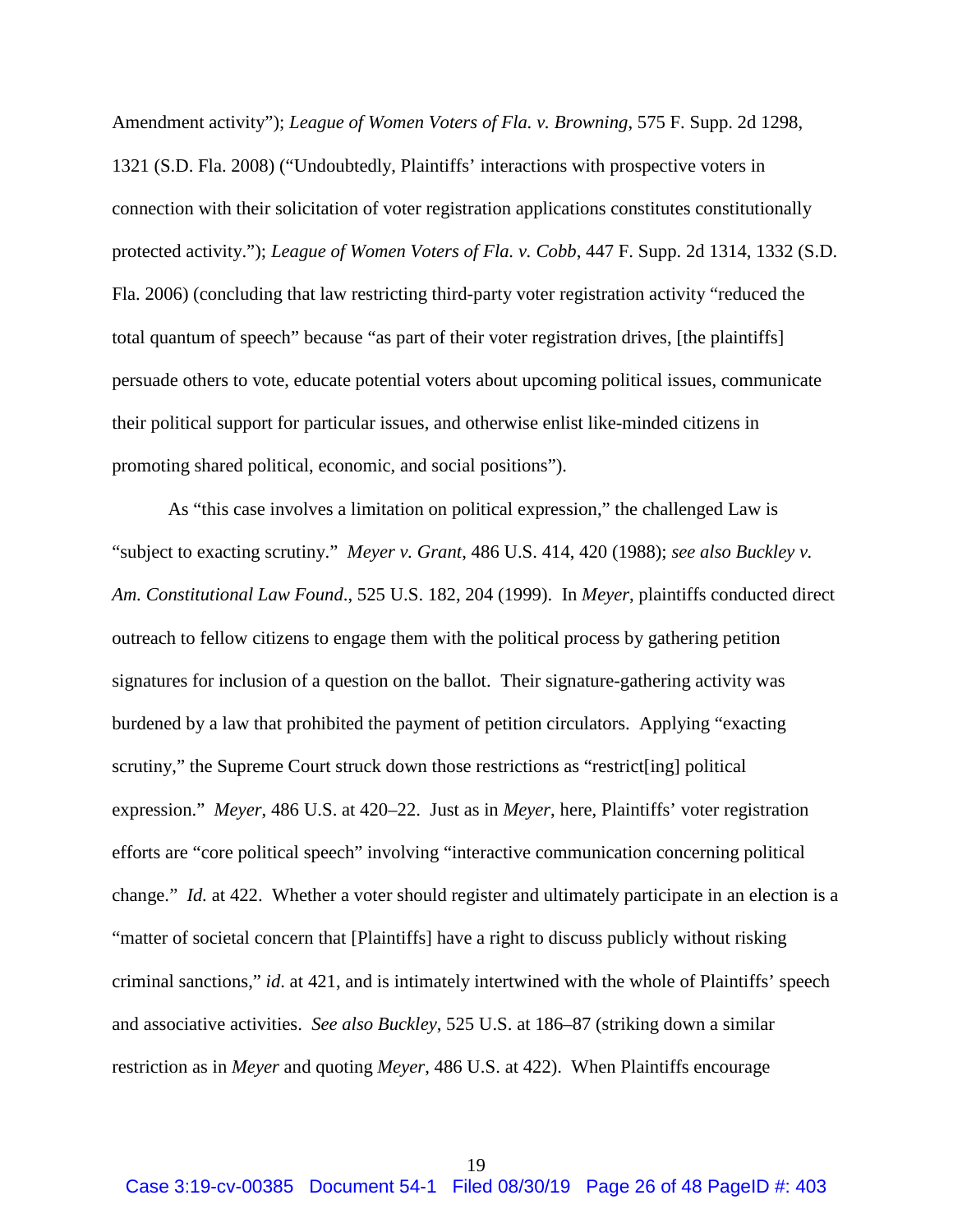Amendment activity"); *League of Women Voters of Fla. v. Browning*, 575 F. Supp. 2d 1298, 1321 (S.D. Fla. 2008) ("Undoubtedly, Plaintiffs' interactions with prospective voters in connection with their solicitation of voter registration applications constitutes constitutionally protected activity."); *League of Women Voters of Fla. v. Cobb*, 447 F. Supp. 2d 1314, 1332 (S.D. Fla. 2006) (concluding that law restricting third-party voter registration activity "reduced the total quantum of speech" because "as part of their voter registration drives, [the plaintiffs] persuade others to vote, educate potential voters about upcoming political issues, communicate their political support for particular issues, and otherwise enlist like-minded citizens in promoting shared political, economic, and social positions").

As "this case involves a limitation on political expression," the challenged Law is "subject to exacting scrutiny." *Meyer v. Grant*, 486 U.S. 414, 420 (1988); *see also Buckley v. Am. Constitutional Law Found.*, 525 U.S. 182, 204 (1999). In *Meyer*, plaintiffs conducted direct outreach to fellow citizens to engage them with the political process by gathering petition signatures for inclusion of a question on the ballot. Their signature-gathering activity was burdened by a law that prohibited the payment of petition circulators. Applying "exacting scrutiny," the Supreme Court struck down those restrictions as "restrict[ing] political expression." *Meyer*, 486 U.S. at 420–22. Just as in *Meyer*, here, Plaintiffs' voter registration efforts are "core political speech" involving "interactive communication concerning political change." *Id.* at 422. Whether a voter should register and ultimately participate in an election is a "matter of societal concern that [Plaintiffs] have a right to discuss publicly without risking criminal sanctions," *id.* at 421, and is intimately intertwined with the whole of Plaintiffs' speech and associative activities. *See also Buckley*, 525 U.S. at 186–87 (striking down a similar restriction as in *Meyer* and quoting *Meyer*, 486 U.S. at 422). When Plaintiffs encourage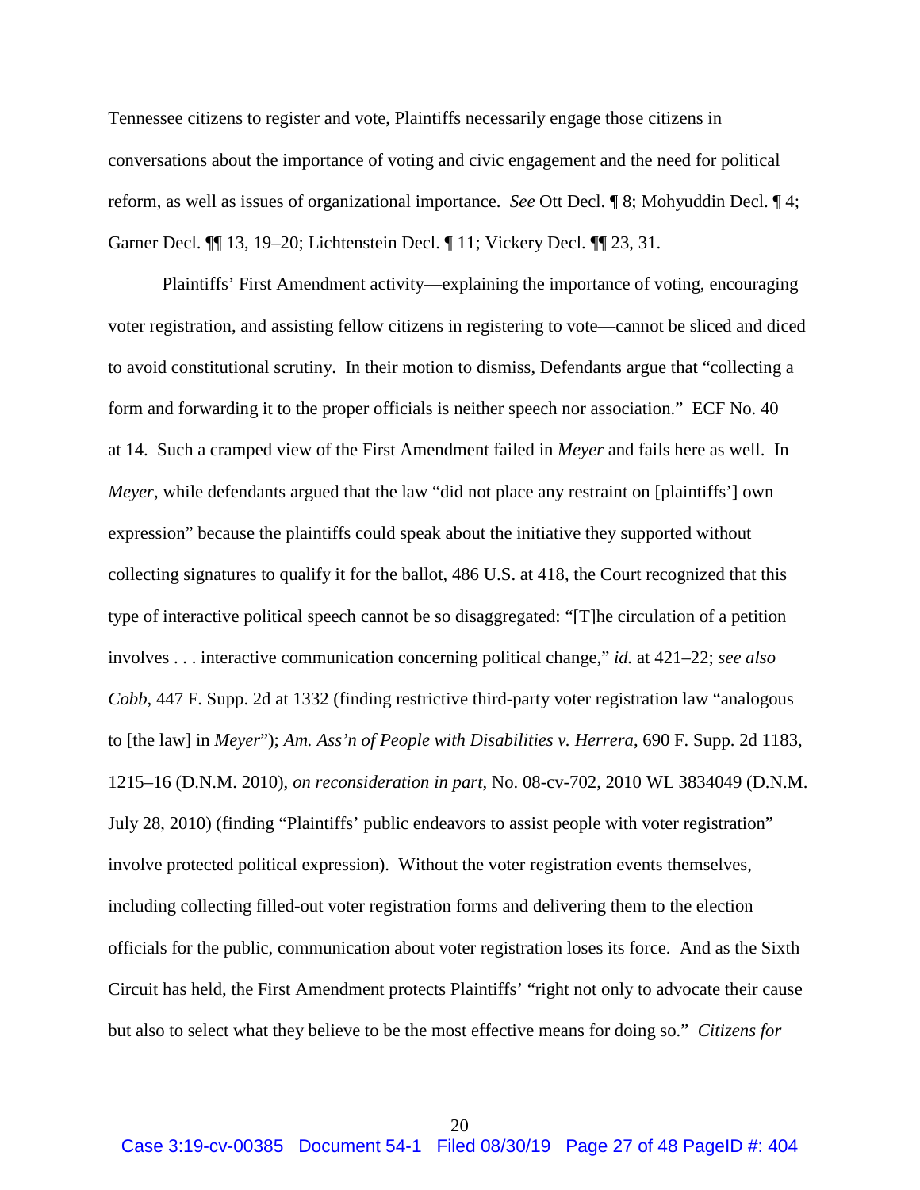Tennessee citizens to register and vote, Plaintiffs necessarily engage those citizens in conversations about the importance of voting and civic engagement and the need for political reform, as well as issues of organizational importance. *See* Ott Decl. ¶ 8; Mohyuddin Decl. ¶ 4; Garner Decl. ¶¶ 13, 19–20; Lichtenstein Decl. ¶ 11; Vickery Decl. ¶¶ 23, 31.

Plaintiffs' First Amendment activity—explaining the importance of voting, encouraging voter registration, and assisting fellow citizens in registering to vote—cannot be sliced and diced to avoid constitutional scrutiny. In their motion to dismiss, Defendants argue that "collecting a form and forwarding it to the proper officials is neither speech nor association." ECF No. 40 at 14. Such a cramped view of the First Amendment failed in *Meyer* and fails here as well. In *Meyer*, while defendants argued that the law "did not place any restraint on [plaintiffs'] own expression" because the plaintiffs could speak about the initiative they supported without collecting signatures to qualify it for the ballot, 486 U.S. at 418, the Court recognized that this type of interactive political speech cannot be so disaggregated: "[T]he circulation of a petition involves . . . interactive communication concerning political change," *id.* at 421–22; *see also Cobb*, 447 F. Supp. 2d at 1332 (finding restrictive third-party voter registration law "analogous to [the law] in *Meyer*"); *Am. Ass'n of People with Disabilities v. Herrera*, 690 F. Supp. 2d 1183, 1215–16 (D.N.M. 2010), *on reconsideration in part*, No. 08-cv-702, 2010 WL 3834049 (D.N.M. July 28, 2010) (finding "Plaintiffs' public endeavors to assist people with voter registration" involve protected political expression). Without the voter registration events themselves, including collecting filled-out voter registration forms and delivering them to the election officials for the public, communication about voter registration loses its force. And as the Sixth Circuit has held, the First Amendment protects Plaintiffs' "right not only to advocate their cause but also to select what they believe to be the most effective means for doing so." *Citizens for*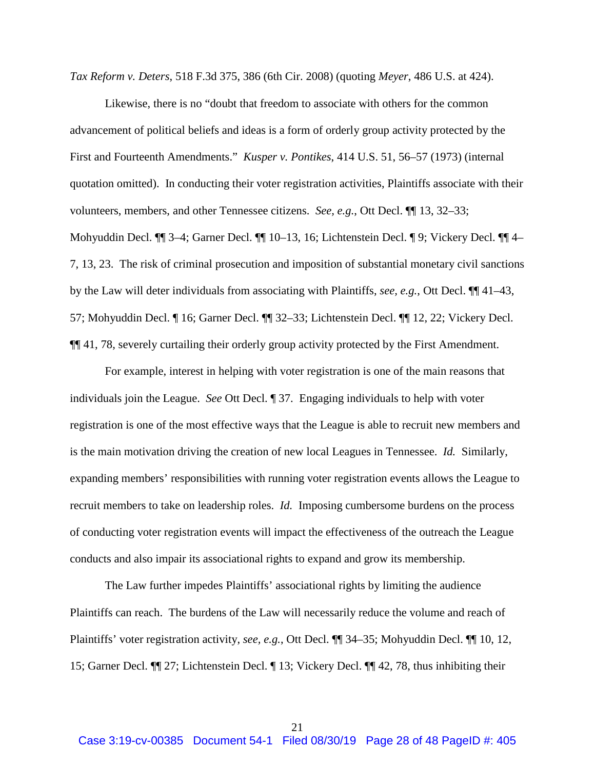*Tax Reform v. Deters*, 518 F.3d 375, 386 (6th Cir. 2008) (quoting *Meyer*, 486 U.S. at 424).

Likewise, there is no "doubt that freedom to associate with others for the common advancement of political beliefs and ideas is a form of orderly group activity protected by the First and Fourteenth Amendments." *Kusper v. Pontikes*, 414 U.S. 51, 56–57 (1973) (internal quotation omitted). In conducting their voter registration activities, Plaintiffs associate with their volunteers, members, and other Tennessee citizens. *See, e.g.*, Ott Decl. ¶¶ 13, 32–33; Mohyuddin Decl. ¶¶ 3–4; Garner Decl. ¶¶ 10–13, 16; Lichtenstein Decl. ¶ 9; Vickery Decl. ¶¶ 4–7, 13, 23. The risk of criminal prosecution and imposition of substantial monetary civil sanctions by the Law will deter individuals from associating with Plaintiffs, *see, e.g.*, Ott Decl. ¶¶ 41–43, 57; Mohyuddin Decl. ¶ 16; Garner Decl. ¶¶ 32–33; Lichtenstein Decl. ¶¶ 12, 22; Vickery Decl. ¶¶ 41, 78, severely curtailing their orderly group activity protected by the First Amendment.

For example, interest in helping with voter registration is one of the main reasons that individuals join the League. *See* Ott Decl. ¶ 37. Engaging individuals to help with voter registration is one of the most effective ways that the League is able to recruit new members and is the main motivation driving the creation of new local Leagues in Tennessee. *Id.* Similarly, expanding members' responsibilities with running voter registration events allows the League to recruit members to take on leadership roles. *Id.* Imposing cumbersome burdens on the process of conducting voter registration events will impact the effectiveness of the outreach the League conducts and also impair its associational rights to expand and grow its membership.

The Law further impedes Plaintiffs' associational rights by limiting the audience Plaintiffs can reach. The burdens of the Law will necessarily reduce the volume and reach of Plaintiffs' voter registration activity, *see, e.g.*, Ott Decl. ¶¶ 34–35; Mohyuddin Decl. ¶¶ 10, 12, 15; Garner Decl. ¶¶ 27; Lichtenstein Decl. ¶ 13; Vickery Decl. ¶¶ 42, 78, thus inhibiting their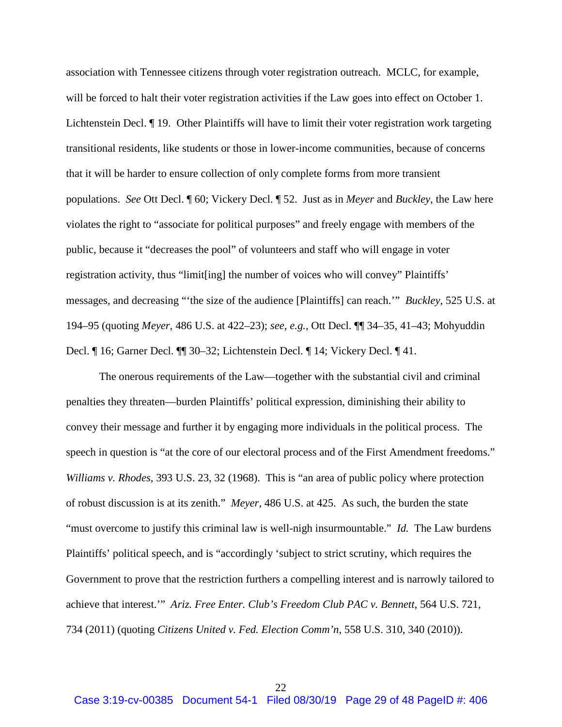association with Tennessee citizens through voter registration outreach. MCLC, for example, will be forced to halt their voter registration activities if the Law goes into effect on October 1. Lichtenstein Decl. ¶ 19. Other Plaintiffs will have to limit their voter registration work targeting transitional residents, like students or those in lower-income communities, because of concerns that it will be harder to ensure collection of only complete forms from more transient populations. *See* Ott Decl. ¶ 60; Vickery Decl. ¶ 52. Just as in *Meyer* and *Buckley*, the Law here violates the right to "associate for political purposes" and freely engage with members of the public, because it "decreases the pool" of volunteers and staff who will engage in voter registration activity, thus "limit[ing] the number of voices who will convey" Plaintiffs' messages, and decreasing "'the size of the audience [Plaintiffs] can reach.'" *Buckley*, 525 U.S. at 194–95 (quoting *Meyer*, 486 U.S. at 422–23); *see, e.g.*, Ott Decl. ¶¶ 34–35, 41–43; Mohyuddin Decl. ¶ 16; Garner Decl. ¶¶ 30–32; Lichtenstein Decl. ¶ 14; Vickery Decl. ¶ 41.

The onerous requirements of the Law—together with the substantial civil and criminal penalties they threaten—burden Plaintiffs' political expression, diminishing their ability to convey their message and further it by engaging more individuals in the political process. The speech in question is "at the core of our electoral process and of the First Amendment freedoms." *Williams v. Rhodes*, 393 U.S. 23, 32 (1968). This is "an area of public policy where protection of robust discussion is at its zenith." *Meyer*, 486 U.S. at 425. As such, the burden the state "must overcome to justify this criminal law is well-nigh insurmountable." *Id.* The Law burdens Plaintiffs' political speech, and is "accordingly 'subject to strict scrutiny, which requires the Government to prove that the restriction furthers a compelling interest and is narrowly tailored to achieve that interest.'" *Ariz. Free Enter. Club's Freedom Club PAC v. Bennett*, 564 U.S. 721, 734 (2011) (quoting *Citizens United v. Fed. Election Comm'n*, 558 U.S. 310, 340 (2010)).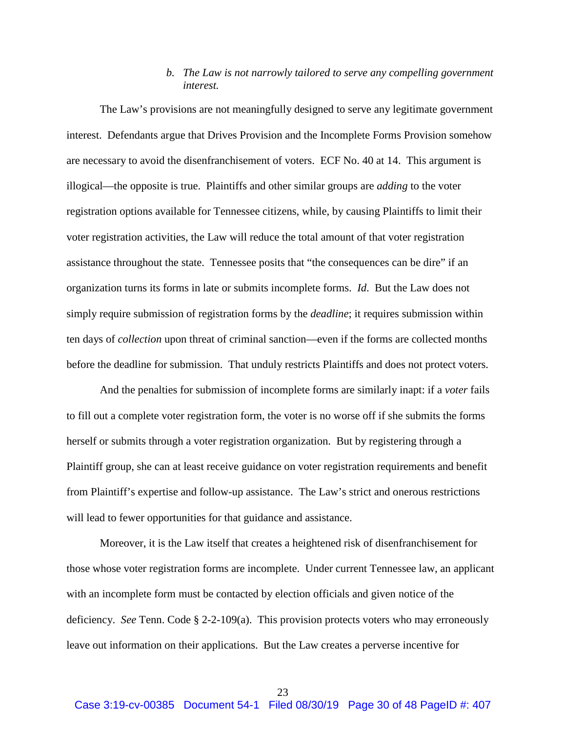### *b. The Law is not narrowly tailored to serve any compelling government interest.*

The Law's provisions are not meaningfully designed to serve any legitimate government interest. Defendants argue that Drives Provision and the Incomplete Forms Provision somehow are necessary to avoid the disenfranchisement of voters. ECF No. 40 at 14. This argument is illogical—the opposite is true. Plaintiffs and other similar groups are *adding* to the voter registration options available for Tennessee citizens, while, by causing Plaintiffs to limit their voter registration activities, the Law will reduce the total amount of that voter registration assistance throughout the state. Tennessee posits that "the consequences can be dire" if an organization turns its forms in late or submits incomplete forms. *Id.* But the Law does not simply require submission of registration forms by the *deadline*; it requires submission within ten days of *collection* upon threat of criminal sanction—even if the forms are collected months before the deadline for submission. That unduly restricts Plaintiffs and does not protect voters.

And the penalties for submission of incomplete forms are similarly inapt: if a *voter* fails to fill out a complete voter registration form, the voter is no worse off if she submits the forms herself or submits through a voter registration organization. But by registering through a Plaintiff group, she can at least receive guidance on voter registration requirements and benefit from Plaintiff's expertise and follow-up assistance. The Law's strict and onerous restrictions will lead to fewer opportunities for that guidance and assistance.

Moreover, it is the Law itself that creates a heightened risk of disenfranchisement for those whose voter registration forms are incomplete. Under current Tennessee law, an applicant with an incomplete form must be contacted by election officials and given notice of the deficiency. *See* Tenn. Code § 2-2-109(a). This provision protects voters who may erroneously leave out information on their applications. But the Law creates a perverse incentive for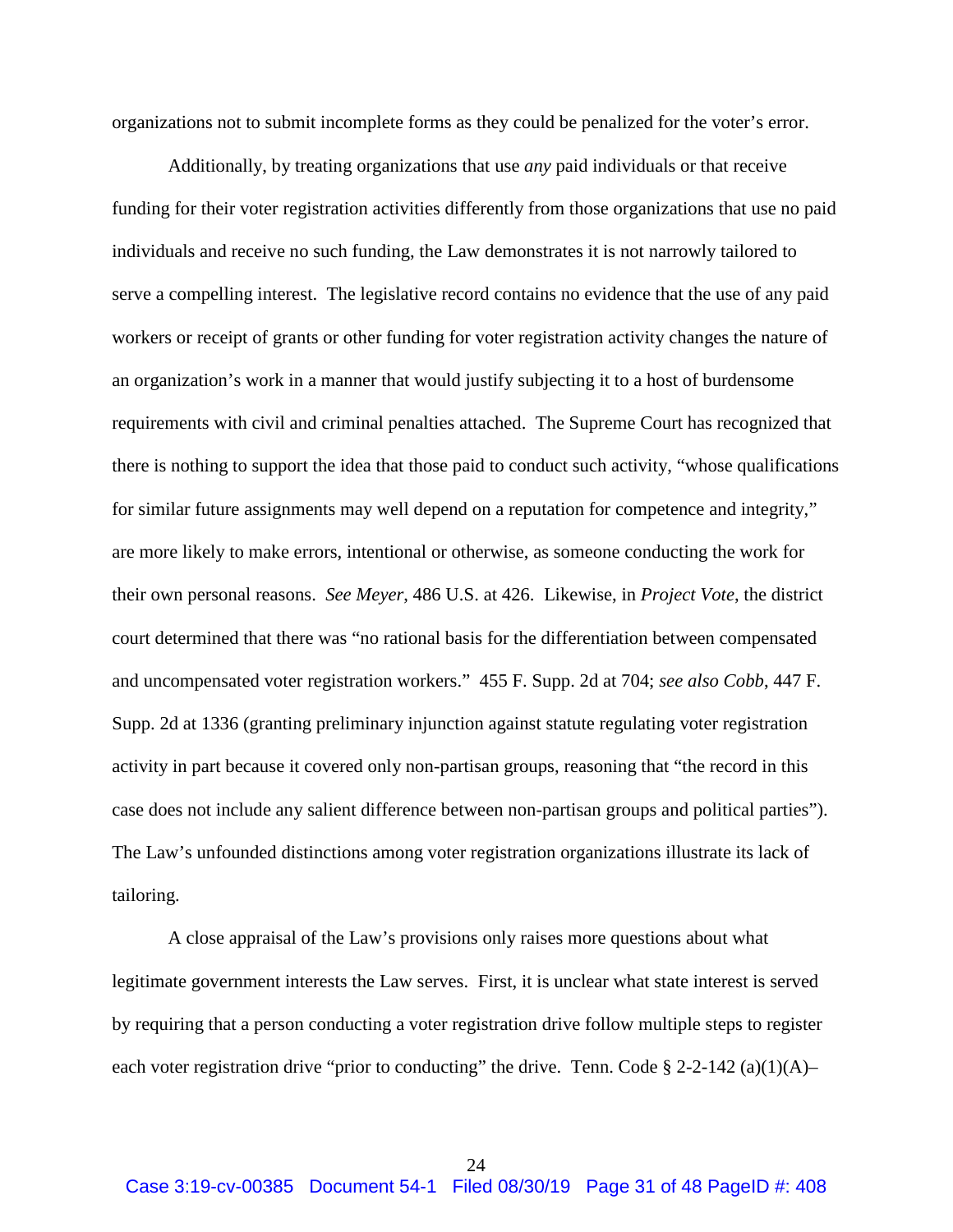organizations not to submit incomplete forms as they could be penalized for the voter's error.

Additionally, by treating organizations that use *any* paid individuals or that receive funding for their voter registration activities differently from those organizations that use no paid individuals and receive no such funding, the Law demonstrates it is not narrowly tailored to serve a compelling interest. The legislative record contains no evidence that the use of any paid workers or receipt of grants or other funding for voter registration activity changes the nature of an organization's work in a manner that would justify subjecting it to a host of burdensome requirements with civil and criminal penalties attached. The Supreme Court has recognized that there is nothing to support the idea that those paid to conduct such activity, "whose qualifications for similar future assignments may well depend on a reputation for competence and integrity," are more likely to make errors, intentional or otherwise, as someone conducting the work for their own personal reasons. *See Meyer*, 486 U.S. at 426. Likewise, in *Project Vote*, the district court determined that there was "no rational basis for the differentiation between compensated and uncompensated voter registration workers." 455 F. Supp. 2d at 704; *see also Cobb*, 447 F. Supp. 2d at 1336 (granting preliminary injunction against statute regulating voter registration activity in part because it covered only non-partisan groups, reasoning that "the record in this case does not include any salient difference between non-partisan groups and political parties"). The Law's unfounded distinctions among voter registration organizations illustrate its lack of tailoring.

A close appraisal of the Law's provisions only raises more questions about what legitimate government interests the Law serves. First, it is unclear what state interest is served by requiring that a person conducting a voter registration drive follow multiple steps to register each voter registration drive "prior to conducting" the drive. Tenn. Code § 2-2-142 (a)(1)(A)–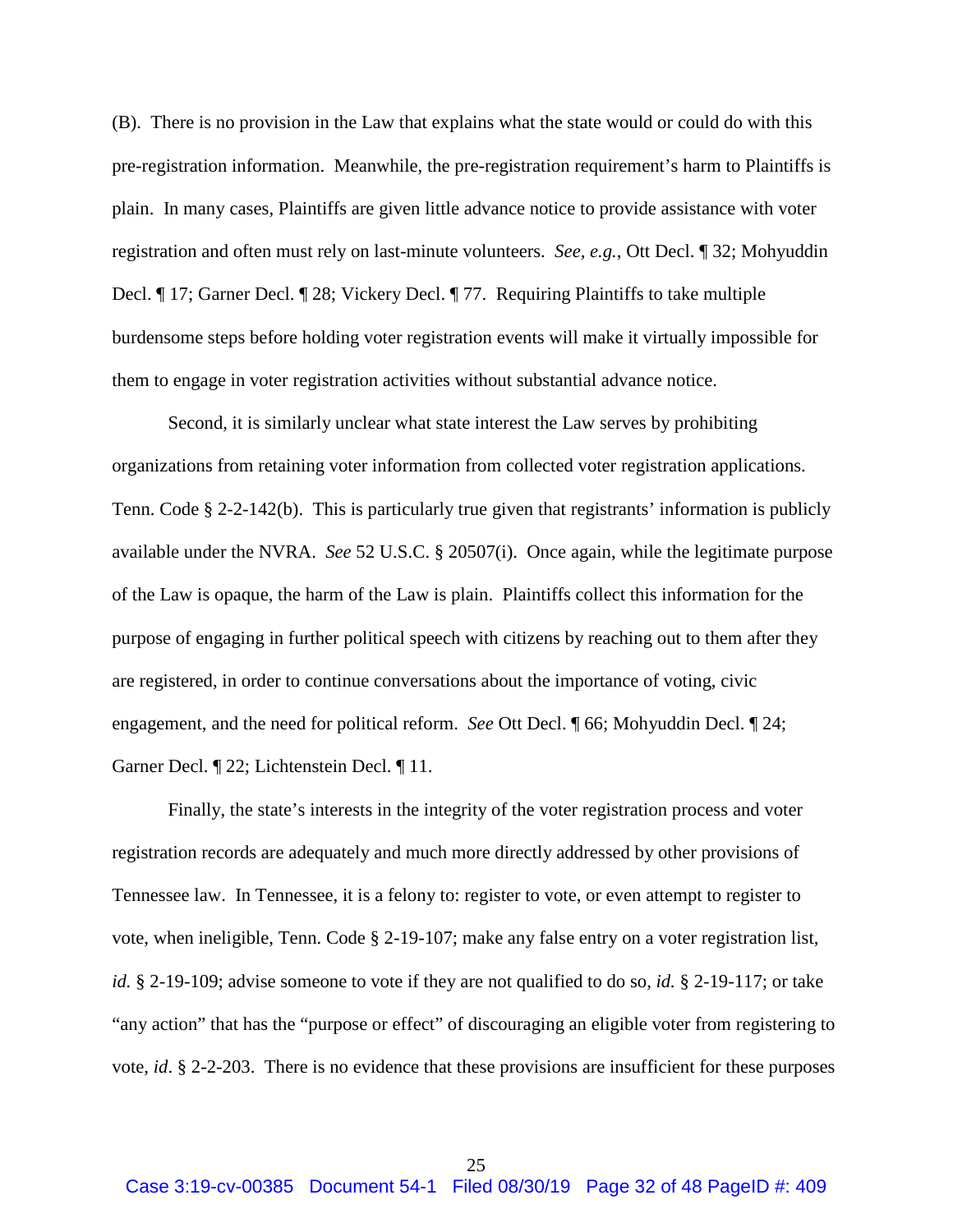(B). There is no provision in the Law that explains what the state would or could do with this pre-registration information. Meanwhile, the pre-registration requirement's harm to Plaintiffs is plain. In many cases, Plaintiffs are given little advance notice to provide assistance with voter registration and often must rely on last-minute volunteers. *See, e.g.*, Ott Decl. ¶ 32; Mohyuddin Decl. ¶ 17; Garner Decl. ¶ 28; Vickery Decl. ¶ 77. Requiring Plaintiffs to take multiple burdensome steps before holding voter registration events will make it virtually impossible for them to engage in voter registration activities without substantial advance notice.

Second, it is similarly unclear what state interest the Law serves by prohibiting organizations from retaining voter information from collected voter registration applications. Tenn. Code § 2-2-142(b). This is particularly true given that registrants' information is publicly available under the NVRA. *See* 52 U.S.C. § 20507(i). Once again, while the legitimate purpose of the Law is opaque, the harm of the Law is plain. Plaintiffs collect this information for the purpose of engaging in further political speech with citizens by reaching out to them after they are registered, in order to continue conversations about the importance of voting, civic engagement, and the need for political reform. *See* Ott Decl. ¶ 66; Mohyuddin Decl. ¶ 24; Garner Decl. ¶ 22; Lichtenstein Decl. ¶ 11.

Finally, the state's interests in the integrity of the voter registration process and voter registration records are adequately and much more directly addressed by other provisions of Tennessee law. In Tennessee, it is a felony to: register to vote, or even attempt to register to vote, when ineligible, Tenn. Code § 2-19-107; make any false entry on a voter registration list, *id.* § 2-19-109; advise someone to vote if they are not qualified to do so, *id.* § 2-19-117; or take "any action" that has the "purpose or effect" of discouraging an eligible voter from registering to vote, *id*. § 2-2-203. There is no evidence that these provisions are insufficient for these purposes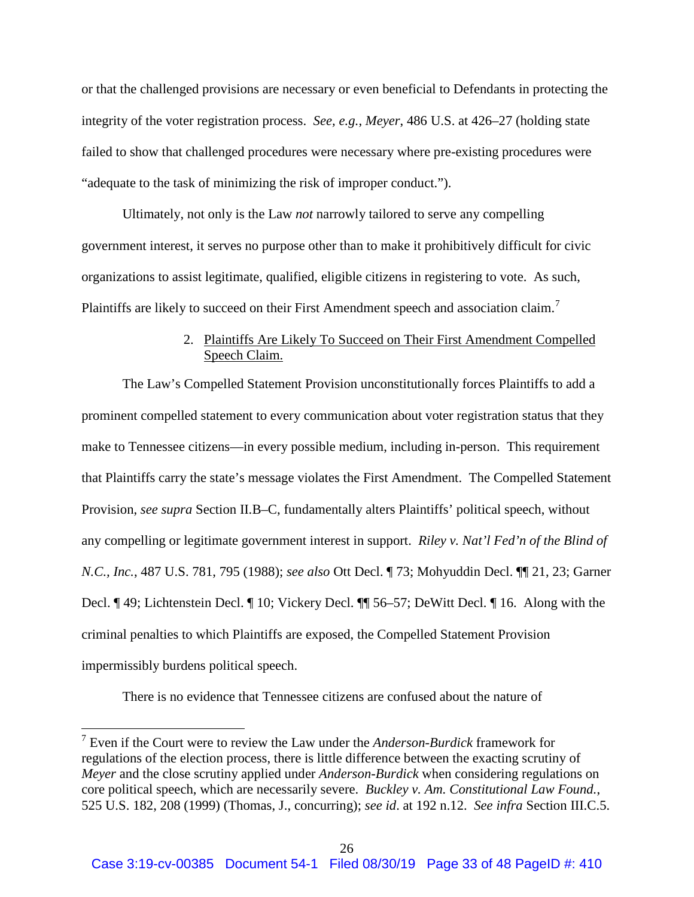or that the challenged provisions are necessary or even beneficial to Defendants in protecting the integrity of the voter registration process. *See, e.g.*, *Meyer*, 486 U.S. at 426–27 (holding state failed to show that challenged procedures were necessary where pre-existing procedures were "adequate to the task of minimizing the risk of improper conduct.").

Ultimately, not only is the Law *not* narrowly tailored to serve any compelling government interest, it serves no purpose other than to make it prohibitively difficult for civic organizations to assist legitimate, qualified, eligible citizens in registering to vote. As such, Plaintiffs are likely to succeed on their First Amendment speech and association claim.[7]

2. Plaintiffs Are Likely To Succeed on Their First Amendment Compelled Speech Claim.

The Law's Compelled Statement Provision unconstitutionally forces Plaintiffs to add a prominent compelled statement to every communication about voter registration status that they make to Tennessee citizens—in every possible medium, including in-person. This requirement that Plaintiffs carry the state's message violates the First Amendment. The Compelled Statement Provision, *see supra* Section II.B–C, fundamentally alters Plaintiffs' political speech, without any compelling or legitimate government interest in support. *Riley v. Nat'l Fed'n of the Blind of N.C., Inc.*, 487 U.S. 781, 795 (1988); *see also* Ott Decl. ¶ 73; Mohyuddin Decl. ¶¶ 21, 23; Garner Decl. ¶ 49; Lichtenstein Decl. ¶ 10; Vickery Decl. ¶¶ 56–57; DeWitt Decl. ¶ 16. Along with the criminal penalties to which Plaintiffs are exposed, the Compelled Statement Provision impermissibly burdens political speech.

There is no evidence that Tennessee citizens are confused about the nature of

[7] Even if the Court were to review the Law under the *Anderson-Burdick* framework for regulations of the election process, there is little difference between the exacting scrutiny of *Meyer* and the close scrutiny applied under *Anderson-Burdick* when considering regulations on core political speech, which are necessarily severe. *Buckley v. Am. Constitutional Law Found.*, 525 U.S. 182, 208 (1999) (Thomas, J., concurring); *see id*. at 192 n.12. *See infra* Section III.C.5.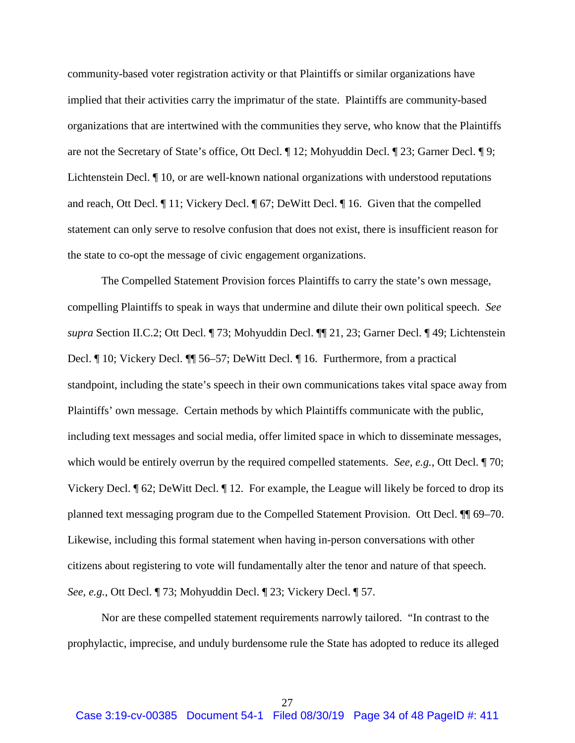community-based voter registration activity or that Plaintiffs or similar organizations have implied that their activities carry the imprimatur of the state. Plaintiffs are community-based organizations that are intertwined with the communities they serve, who know that the Plaintiffs are not the Secretary of State's office, Ott Decl. ¶ 12; Mohyuddin Decl. ¶ 23; Garner Decl. ¶ 9; Lichtenstein Decl. ¶ 10, or are well-known national organizations with understood reputations and reach, Ott Decl. ¶ 11; Vickery Decl. ¶ 67; DeWitt Decl. ¶ 16. Given that the compelled statement can only serve to resolve confusion that does not exist, there is insufficient reason for the state to co-opt the message of civic engagement organizations.

The Compelled Statement Provision forces Plaintiffs to carry the state's own message, compelling Plaintiffs to speak in ways that undermine and dilute their own political speech. *See supra* Section II.C.2; Ott Decl. ¶ 73; Mohyuddin Decl. ¶¶ 21, 23; Garner Decl. ¶ 49; Lichtenstein Decl. ¶ 10; Vickery Decl. ¶¶ 56–57; DeWitt Decl. ¶ 16. Furthermore, from a practical standpoint, including the state's speech in their own communications takes vital space away from Plaintiffs' own message. Certain methods by which Plaintiffs communicate with the public, including text messages and social media, offer limited space in which to disseminate messages, which would be entirely overrun by the required compelled statements. *See, e.g.*, Ott Decl. ¶ 70; Vickery Decl. ¶ 62; DeWitt Decl. ¶ 12. For example, the League will likely be forced to drop its planned text messaging program due to the Compelled Statement Provision. Ott Decl. ¶¶ 69–70. Likewise, including this formal statement when having in-person conversations with other citizens about registering to vote will fundamentally alter the tenor and nature of that speech. *See, e.g.*, Ott Decl. ¶ 73; Mohyuddin Decl. ¶ 23; Vickery Decl. ¶ 57.

Nor are these compelled statement requirements narrowly tailored. "In contrast to the prophylactic, imprecise, and unduly burdensome rule the State has adopted to reduce its alleged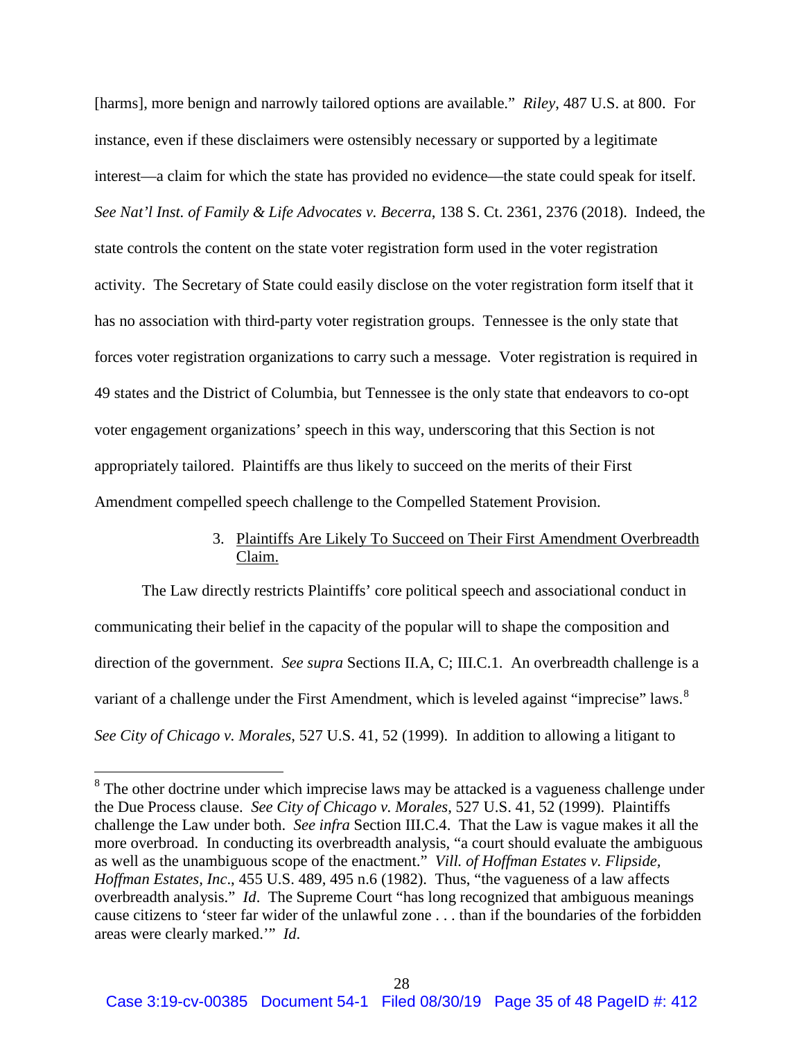[harms], more benign and narrowly tailored options are available." *Riley*, 487 U.S. at 800. For instance, even if these disclaimers were ostensibly necessary or supported by a legitimate interest—a claim for which the state has provided no evidence—the state could speak for itself. *See Nat'l Inst. of Family & Life Advocates v. Becerra*, 138 S. Ct. 2361, 2376 (2018). Indeed, the state controls the content on the state voter registration form used in the voter registration activity. The Secretary of State could easily disclose on the voter registration form itself that it has no association with third-party voter registration groups. Tennessee is the only state that forces voter registration organizations to carry such a message. Voter registration is required in 49 states and the District of Columbia, but Tennessee is the only state that endeavors to co-opt voter engagement organizations' speech in this way, underscoring that this Section is not appropriately tailored. Plaintiffs are thus likely to succeed on the merits of their First Amendment compelled speech challenge to the Compelled Statement Provision.

3. Plaintiffs Are Likely To Succeed on Their First Amendment Overbreadth Claim.

The Law directly restricts Plaintiffs' core political speech and associational conduct in communicating their belief in the capacity of the popular will to shape the composition and direction of the government. *See supra* Sections II.A, C; III.C.1. An overbreadth challenge is a variant of a challenge under the First Amendment, which is leveled against "imprecise" laws.[8] *See City of Chicago v. Morales*, 527 U.S. 41, 52 (1999). In addition to allowing a litigant to

---

[8] The other doctrine under which imprecise laws may be attacked is a vagueness challenge under the Due Process clause. *See City of Chicago v. Morales*, 527 U.S. 41, 52 (1999). Plaintiffs challenge the Law under both. *See infra* Section III.C.4. That the Law is vague makes it all the more overbroad. In conducting its overbreadth analysis, "a court should evaluate the ambiguous as well as the unambiguous scope of the enactment." *Vill. of Hoffman Estates v. Flipside, Hoffman Estates, Inc*., 455 U.S. 489, 495 n.6 (1982). Thus, "the vagueness of a law affects overbreadth analysis." *Id*. The Supreme Court "has long recognized that ambiguous meanings cause citizens to 'steer far wider of the unlawful zone . . . than if the boundaries of the forbidden areas were clearly marked.'" *Id*.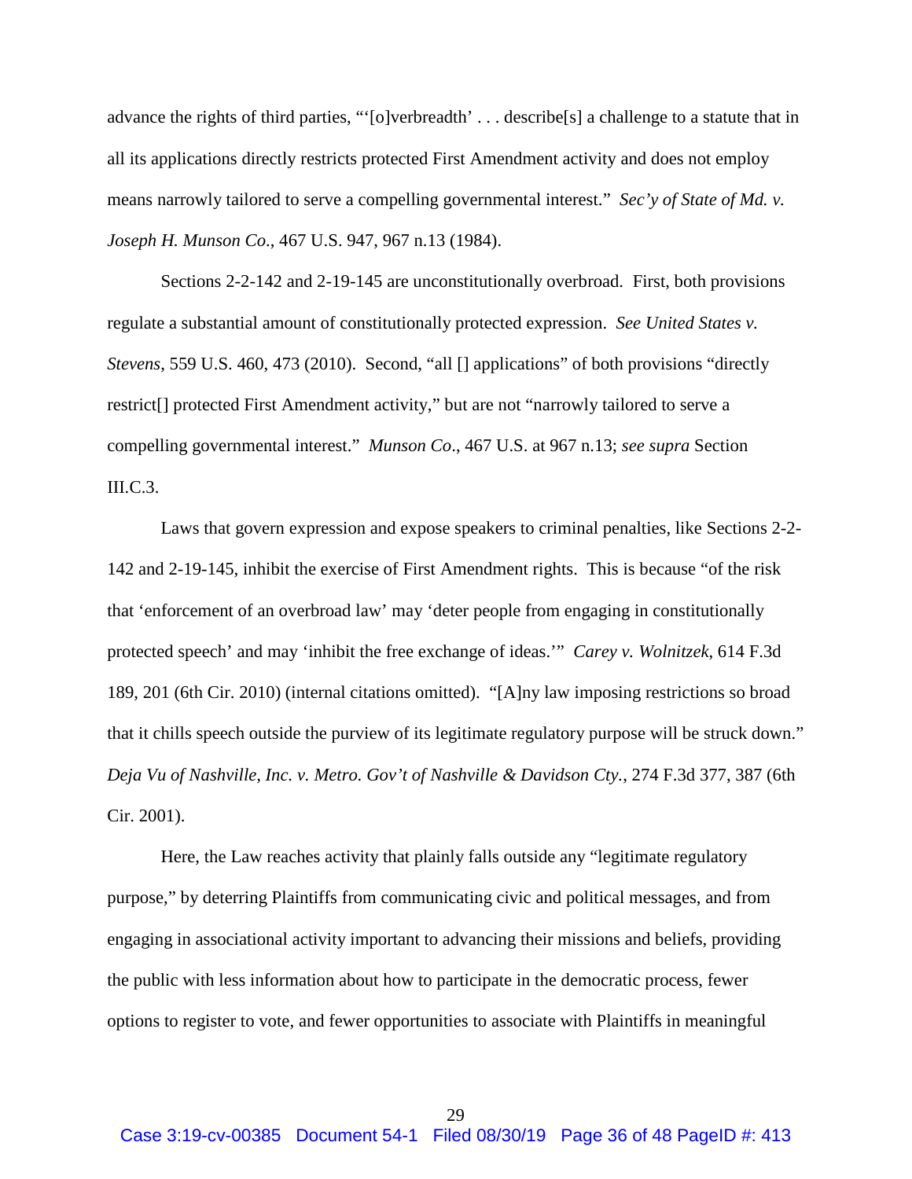advance the rights of third parties, "'[o]verbreadth' . . . describe[s] a challenge to a statute that in all its applications directly restricts protected First Amendment activity and does not employ means narrowly tailored to serve a compelling governmental interest." *Sec'y of State of Md. v. Joseph H. Munson Co*., 467 U.S. 947, 967 n.13 (1984).

Sections 2-2-142 and 2-19-145 are unconstitutionally overbroad. First, both provisions regulate a substantial amount of constitutionally protected expression. *See United States v. Stevens*, 559 U.S. 460, 473 (2010). Second, "all [] applications" of both provisions "directly restrict[] protected First Amendment activity," but are not "narrowly tailored to serve a compelling governmental interest." *Munson Co*., 467 U.S. at 967 n.13; *see supra* Section III.C.3.

Laws that govern expression and expose speakers to criminal penalties, like Sections 2-2-142 and 2-19-145, inhibit the exercise of First Amendment rights. This is because "of the risk that 'enforcement of an overbroad law' may 'deter people from engaging in constitutionally protected speech' and may 'inhibit the free exchange of ideas.'" *Carey v. Wolnitzek*, 614 F.3d 189, 201 (6th Cir. 2010) (internal citations omitted). "[A]ny law imposing restrictions so broad that it chills speech outside the purview of its legitimate regulatory purpose will be struck down." *Deja Vu of Nashville, Inc. v. Metro. Gov't of Nashville & Davidson Cty.*, 274 F.3d 377, 387 (6th Cir. 2001).

Here, the Law reaches activity that plainly falls outside any "legitimate regulatory purpose," by deterring Plaintiffs from communicating civic and political messages, and from engaging in associational activity important to advancing their missions and beliefs, providing the public with less information about how to participate in the democratic process, fewer options to register to vote, and fewer opportunities to associate with Plaintiffs in meaningful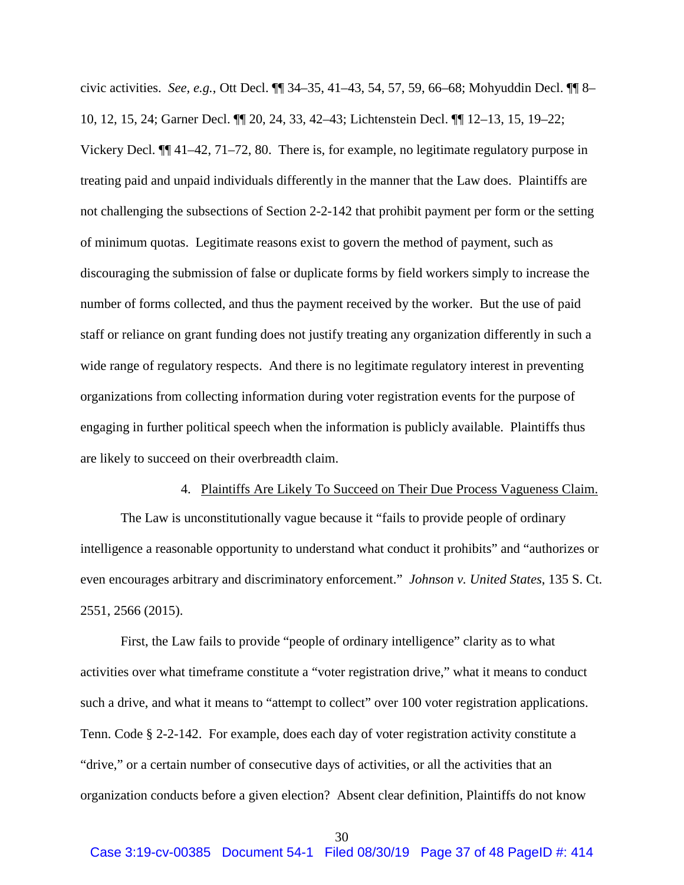civic activities. *See, e.g.*, Ott Decl. ¶¶ 34–35, 41–43, 54, 57, 59, 66–68; Mohyuddin Decl. ¶¶ 8–10, 12, 15, 24; Garner Decl. ¶¶ 20, 24, 33, 42–43; Lichtenstein Decl. ¶¶ 12–13, 15, 19–22; Vickery Decl. ¶¶ 41–42, 71–72, 80. There is, for example, no legitimate regulatory purpose in treating paid and unpaid individuals differently in the manner that the Law does. Plaintiffs are not challenging the subsections of Section 2-2-142 that prohibit payment per form or the setting of minimum quotas. Legitimate reasons exist to govern the method of payment, such as discouraging the submission of false or duplicate forms by field workers simply to increase the number of forms collected, and thus the payment received by the worker. But the use of paid staff or reliance on grant funding does not justify treating any organization differently in such a wide range of regulatory respects. And there is no legitimate regulatory interest in preventing organizations from collecting information during voter registration events for the purpose of engaging in further political speech when the information is publicly available. Plaintiffs thus are likely to succeed on their overbreadth claim.

4. Plaintiffs Are Likely To Succeed on Their Due Process Vagueness Claim.

The Law is unconstitutionally vague because it "fails to provide people of ordinary intelligence a reasonable opportunity to understand what conduct it prohibits" and "authorizes or even encourages arbitrary and discriminatory enforcement." *Johnson v. United States*, 135 S. Ct. 2551, 2566 (2015).

First, the Law fails to provide "people of ordinary intelligence" clarity as to what activities over what timeframe constitute a "voter registration drive," what it means to conduct such a drive, and what it means to "attempt to collect" over 100 voter registration applications. Tenn. Code § 2-2-142. For example, does each day of voter registration activity constitute a "drive," or a certain number of consecutive days of activities, or all the activities that an organization conducts before a given election? Absent clear definition, Plaintiffs do not know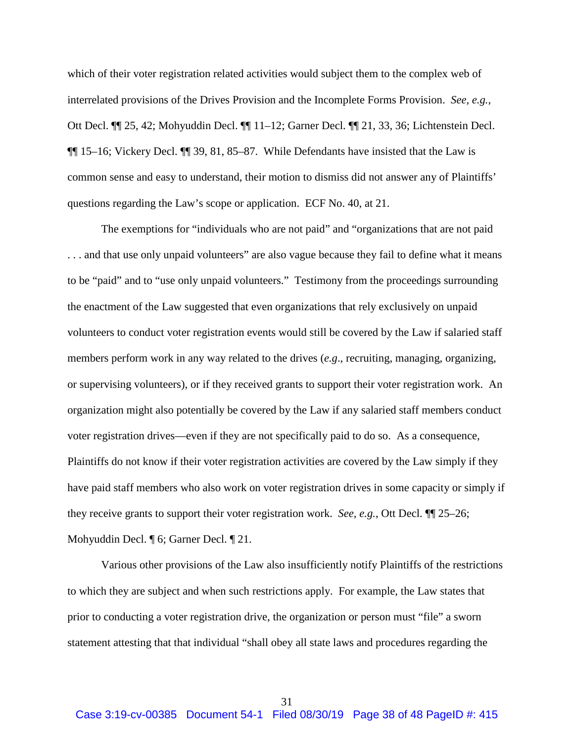which of their voter registration related activities would subject them to the complex web of interrelated provisions of the Drives Provision and the Incomplete Forms Provision. *See, e.g.*, Ott Decl. ¶¶ 25, 42; Mohyuddin Decl. ¶¶ 11–12; Garner Decl. ¶¶ 21, 33, 36; Lichtenstein Decl. ¶¶ 15–16; Vickery Decl. ¶¶ 39, 81, 85–87. While Defendants have insisted that the Law is common sense and easy to understand, their motion to dismiss did not answer any of Plaintiffs' questions regarding the Law's scope or application. ECF No. 40, at 21.

The exemptions for "individuals who are not paid" and "organizations that are not paid . . . and that use only unpaid volunteers" are also vague because they fail to define what it means to be "paid" and to "use only unpaid volunteers." Testimony from the proceedings surrounding the enactment of the Law suggested that even organizations that rely exclusively on unpaid volunteers to conduct voter registration events would still be covered by the Law if salaried staff members perform work in any way related to the drives (*e.g*., recruiting, managing, organizing, or supervising volunteers), or if they received grants to support their voter registration work. An organization might also potentially be covered by the Law if any salaried staff members conduct voter registration drives—even if they are not specifically paid to do so. As a consequence, Plaintiffs do not know if their voter registration activities are covered by the Law simply if they have paid staff members who also work on voter registration drives in some capacity or simply if they receive grants to support their voter registration work. *See, e.g.*, Ott Decl. ¶¶ 25–26; Mohyuddin Decl. ¶ 6; Garner Decl. ¶ 21.

Various other provisions of the Law also insufficiently notify Plaintiffs of the restrictions to which they are subject and when such restrictions apply. For example, the Law states that prior to conducting a voter registration drive, the organization or person must "file" a sworn statement attesting that that individual "shall obey all state laws and procedures regarding the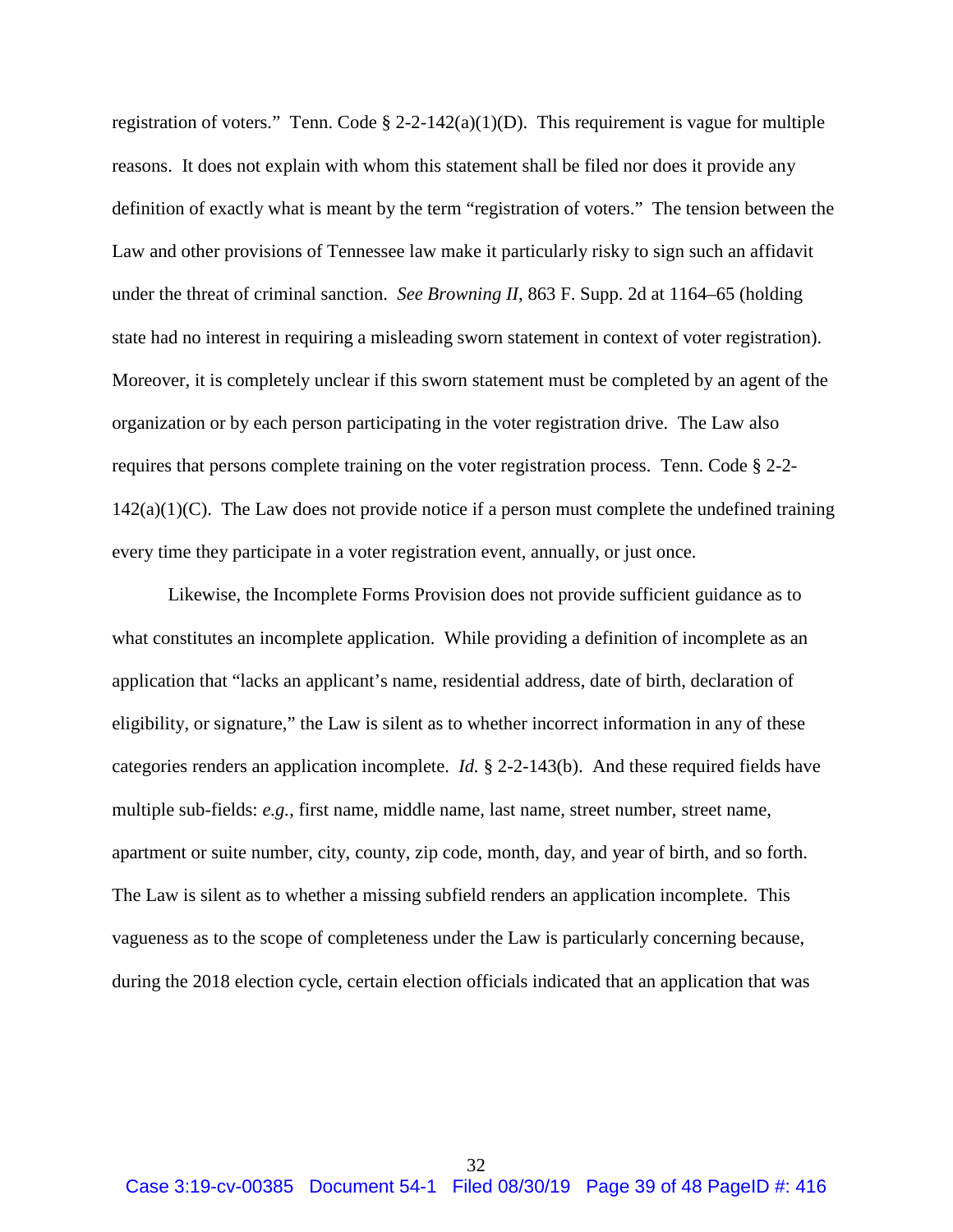registration of voters." Tenn. Code § 2-2-142(a)(1)(D). This requirement is vague for multiple reasons. It does not explain with whom this statement shall be filed nor does it provide any definition of exactly what is meant by the term "registration of voters." The tension between the Law and other provisions of Tennessee law make it particularly risky to sign such an affidavit under the threat of criminal sanction. *See Browning II*, 863 F. Supp. 2d at 1164–65 (holding state had no interest in requiring a misleading sworn statement in context of voter registration). Moreover, it is completely unclear if this sworn statement must be completed by an agent of the organization or by each person participating in the voter registration drive. The Law also requires that persons complete training on the voter registration process. Tenn. Code § 2-2-142(a)(1)(C). The Law does not provide notice if a person must complete the undefined training every time they participate in a voter registration event, annually, or just once.

Likewise, the Incomplete Forms Provision does not provide sufficient guidance as to what constitutes an incomplete application. While providing a definition of incomplete as an application that "lacks an applicant's name, residential address, date of birth, declaration of eligibility, or signature," the Law is silent as to whether incorrect information in any of these categories renders an application incomplete. *Id.* § 2-2-143(b). And these required fields have multiple sub-fields: *e.g.*, first name, middle name, last name, street number, street name, apartment or suite number, city, county, zip code, month, day, and year of birth, and so forth. The Law is silent as to whether a missing subfield renders an application incomplete. This vagueness as to the scope of completeness under the Law is particularly concerning because, during the 2018 election cycle, certain election officials indicated that an application that was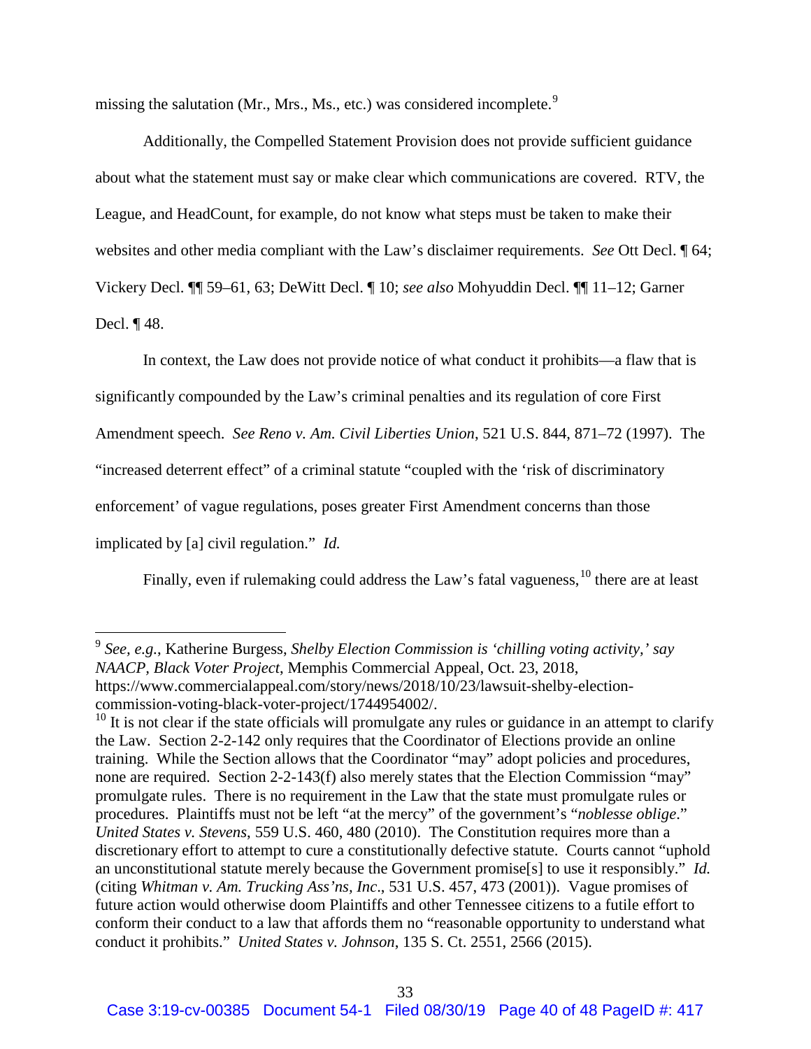missing the salutation (Mr., Mrs., Ms., etc.) was considered incomplete.[9]

Additionally, the Compelled Statement Provision does not provide sufficient guidance about what the statement must say or make clear which communications are covered. RTV, the League, and HeadCount, for example, do not know what steps must be taken to make their websites and other media compliant with the Law's disclaimer requirements. *See* Ott Decl. ¶ 64; Vickery Decl. ¶¶ 59–61, 63; DeWitt Decl. ¶ 10; *see also* Mohyuddin Decl. ¶¶ 11–12; Garner Decl. ¶ 48.

In context, the Law does not provide notice of what conduct it prohibits—a flaw that is significantly compounded by the Law's criminal penalties and its regulation of core First Amendment speech. *See Reno v. Am. Civil Liberties Union*, 521 U.S. 844, 871–72 (1997). The "increased deterrent effect" of a criminal statute "coupled with the 'risk of discriminatory enforcement' of vague regulations, poses greater First Amendment concerns than those implicated by [a] civil regulation." *Id.*

Finally, even if rulemaking could address the Law's fatal vagueness,[10] there are at least

---

[9] *See, e.g.*, Katherine Burgess, *Shelby Election Commission is 'chilling voting activity,' say NAACP, Black Voter Project*, Memphis Commercial Appeal, Oct. 23, 2018, https://www.commercialappeal.com/story/news/2018/10/23/lawsuit-shelby-election-commission-voting-black-voter-project/1744954002/.

[10] It is not clear if the state officials will promulgate any rules or guidance in an attempt to clarify the Law. Section 2-2-142 only requires that the Coordinator of Elections provide an online training. While the Section allows that the Coordinator "may" adopt policies and procedures, none are required. Section 2-2-143(f) also merely states that the Election Commission "may" promulgate rules. There is no requirement in the Law that the state must promulgate rules or procedures. Plaintiffs must not be left "at the mercy" of the government's "*noblesse oblige*." *United States v. Stevens*, 559 U.S. 460, 480 (2010). The Constitution requires more than a discretionary effort to attempt to cure a constitutionally defective statute. Courts cannot "uphold an unconstitutional statute merely because the Government promise[s] to use it responsibly." *Id.* (citing *Whitman v. Am. Trucking Ass'ns, Inc*., 531 U.S. 457, 473 (2001)). Vague promises of future action would otherwise doom Plaintiffs and other Tennessee citizens to a futile effort to conform their conduct to a law that affords them no "reasonable opportunity to understand what conduct it prohibits." *United States v. Johnson*, 135 S. Ct. 2551, 2566 (2015).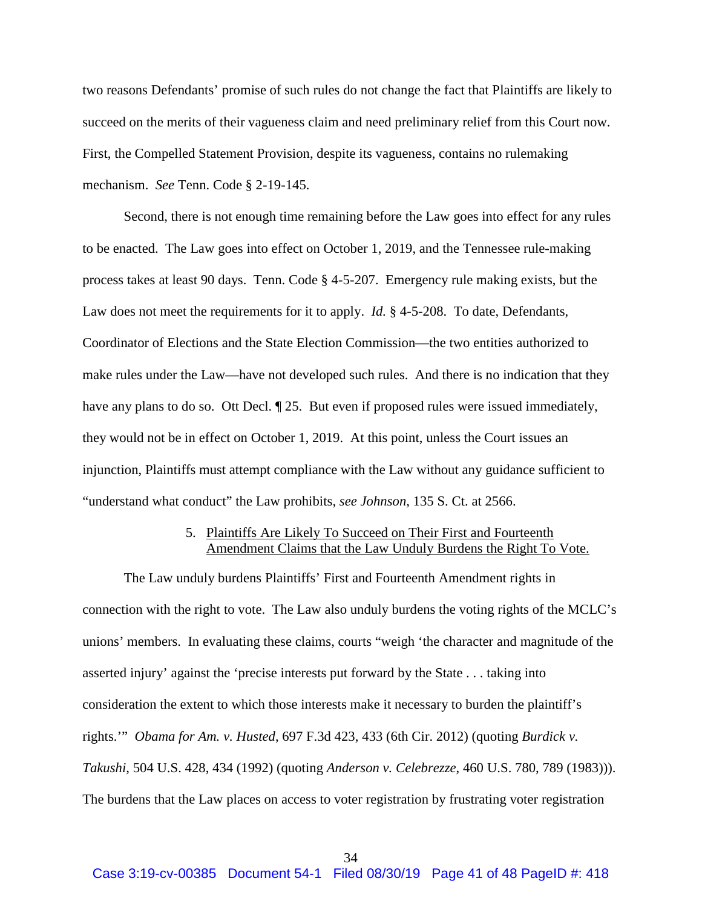two reasons Defendants' promise of such rules do not change the fact that Plaintiffs are likely to succeed on the merits of their vagueness claim and need preliminary relief from this Court now. First, the Compelled Statement Provision, despite its vagueness, contains no rulemaking mechanism. *See* Tenn. Code § 2-19-145.

Second, there is not enough time remaining before the Law goes into effect for any rules to be enacted. The Law goes into effect on October 1, 2019, and the Tennessee rule-making process takes at least 90 days. Tenn. Code § 4-5-207. Emergency rule making exists, but the Law does not meet the requirements for it to apply. *Id.* § 4-5-208. To date, Defendants, Coordinator of Elections and the State Election Commission—the two entities authorized to make rules under the Law—have not developed such rules. And there is no indication that they have any plans to do so. Ott Decl. ¶ 25. But even if proposed rules were issued immediately, they would not be in effect on October 1, 2019. At this point, unless the Court issues an injunction, Plaintiffs must attempt compliance with the Law without any guidance sufficient to "understand what conduct" the Law prohibits, *see Johnson*, 135 S. Ct. at 2566.

5. Plaintiffs Are Likely To Succeed on Their First and Fourteenth Amendment Claims that the Law Unduly Burdens the Right To Vote.

The Law unduly burdens Plaintiffs' First and Fourteenth Amendment rights in connection with the right to vote. The Law also unduly burdens the voting rights of the MCLC's unions' members. In evaluating these claims, courts "weigh 'the character and magnitude of the asserted injury' against the 'precise interests put forward by the State . . . taking into consideration the extent to which those interests make it necessary to burden the plaintiff's rights.'" *Obama for Am. v. Husted*, 697 F.3d 423, 433 (6th Cir. 2012) (quoting *Burdick v. Takushi*, 504 U.S. 428, 434 (1992) (quoting *Anderson v. Celebrezze*, 460 U.S. 780, 789 (1983))). The burdens that the Law places on access to voter registration by frustrating voter registration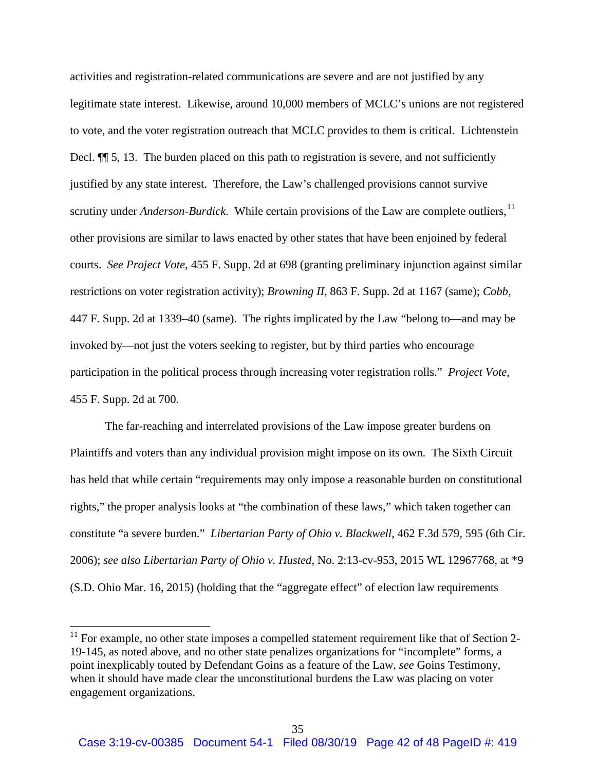activities and registration-related communications are severe and are not justified by any legitimate state interest. Likewise, around 10,000 members of MCLC's unions are not registered to vote, and the voter registration outreach that MCLC provides to them is critical. Lichtenstein Decl. ¶¶ 5, 13. The burden placed on this path to registration is severe, and not sufficiently justified by any state interest. Therefore, the Law's challenged provisions cannot survive scrutiny under *Anderson-Burdick*. While certain provisions of the Law are complete outliers,[11] other provisions are similar to laws enacted by other states that have been enjoined by federal courts. *See Project Vote*, 455 F. Supp. 2d at 698 (granting preliminary injunction against similar restrictions on voter registration activity); *Browning II*, 863 F. Supp. 2d at 1167 (same); *Cobb*, 447 F. Supp. 2d at 1339–40 (same). The rights implicated by the Law "belong to—and may be invoked by—not just the voters seeking to register, but by third parties who encourage participation in the political process through increasing voter registration rolls." *Project Vote*, 455 F. Supp. 2d at 700.

The far-reaching and interrelated provisions of the Law impose greater burdens on Plaintiffs and voters than any individual provision might impose on its own. The Sixth Circuit has held that while certain "requirements may only impose a reasonable burden on constitutional rights," the proper analysis looks at "the combination of these laws," which taken together can constitute "a severe burden." *Libertarian Party of Ohio v. Blackwell*, 462 F.3d 579, 595 (6th Cir. 2006); *see also Libertarian Party of Ohio v. Husted*, No. 2:13-cv-953, 2015 WL 12967768, at *9 (S.D. Ohio Mar. 16, 2015) (holding that the "aggregate effect" of election law requirements

---

[11] For example, no other state imposes a compelled statement requirement like that of Section 2-19-145, as noted above, and no other state penalizes organizations for "incomplete" forms, a point inexplicably touted by Defendant Goins as a feature of the Law, *see* Goins Testimony, when it should have made clear the unconstitutional burdens the Law was placing on voter engagement organizations.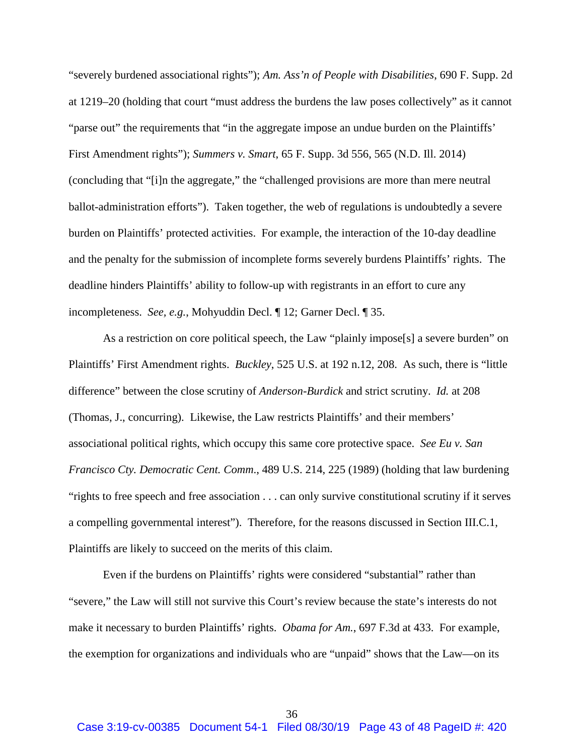"severely burdened associational rights"); *Am. Ass'n of People with Disabilities*, 690 F. Supp. 2d at 1219–20 (holding that court "must address the burdens the law poses collectively" as it cannot "parse out" the requirements that "in the aggregate impose an undue burden on the Plaintiffs' First Amendment rights"); *Summers v. Smart*, 65 F. Supp. 3d 556, 565 (N.D. Ill. 2014) (concluding that "[i]n the aggregate," the "challenged provisions are more than mere neutral ballot-administration efforts"). Taken together, the web of regulations is undoubtedly a severe burden on Plaintiffs' protected activities. For example, the interaction of the 10-day deadline and the penalty for the submission of incomplete forms severely burdens Plaintiffs' rights. The deadline hinders Plaintiffs' ability to follow-up with registrants in an effort to cure any incompleteness. *See, e.g.*, Mohyuddin Decl. ¶ 12; Garner Decl. ¶ 35.

As a restriction on core political speech, the Law "plainly impose[s] a severe burden" on Plaintiffs' First Amendment rights. *Buckley*, 525 U.S. at 192 n.12, 208. As such, there is "little difference" between the close scrutiny of *Anderson-Burdick* and strict scrutiny. *Id.* at 208 (Thomas, J., concurring). Likewise, the Law restricts Plaintiffs' and their members' associational political rights, which occupy this same core protective space. *See Eu v. San Francisco Cty. Democratic Cent. Comm.*, 489 U.S. 214, 225 (1989) (holding that law burdening "rights to free speech and free association . . . can only survive constitutional scrutiny if it serves a compelling governmental interest"). Therefore, for the reasons discussed in Section III.C.1, Plaintiffs are likely to succeed on the merits of this claim.

Even if the burdens on Plaintiffs' rights were considered "substantial" rather than "severe," the Law will still not survive this Court's review because the state's interests do not make it necessary to burden Plaintiffs' rights. *Obama for Am.*, 697 F.3d at 433. For example, the exemption for organizations and individuals who are "unpaid" shows that the Law—on its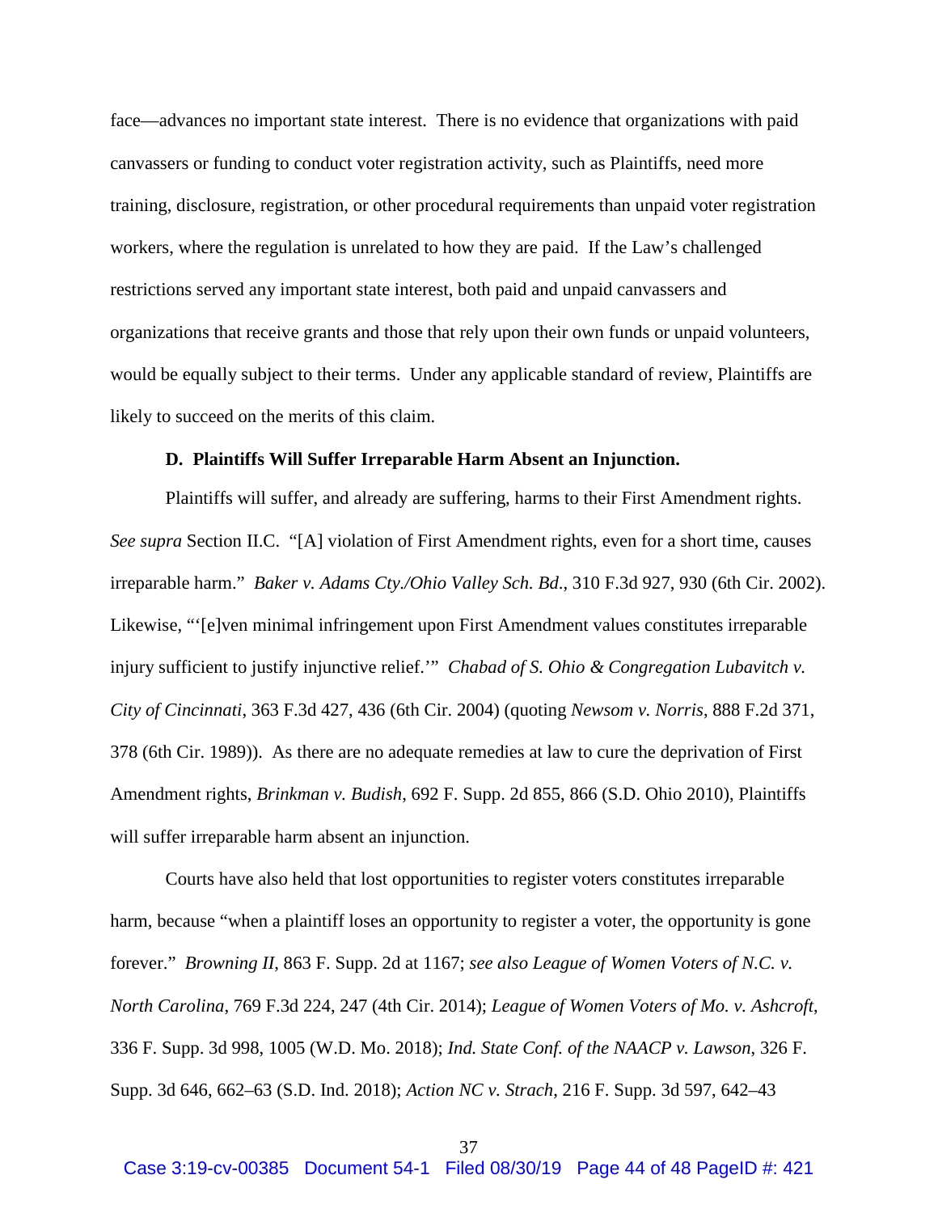face—advances no important state interest. There is no evidence that organizations with paid canvassers or funding to conduct voter registration activity, such as Plaintiffs, need more training, disclosure, registration, or other procedural requirements than unpaid voter registration workers, where the regulation is unrelated to how they are paid. If the Law's challenged restrictions served any important state interest, both paid and unpaid canvassers and organizations that receive grants and those that rely upon their own funds or unpaid volunteers, would be equally subject to their terms. Under any applicable standard of review, Plaintiffs are likely to succeed on the merits of this claim.

**D. Plaintiffs Will Suffer Irreparable Harm Absent an Injunction.**

Plaintiffs will suffer, and already are suffering, harms to their First Amendment rights. *See supra* Section II.C. "[A] violation of First Amendment rights, even for a short time, causes irreparable harm." *Baker v. Adams Cty./Ohio Valley Sch. Bd*., 310 F.3d 927, 930 (6th Cir. 2002). Likewise, "'[e]ven minimal infringement upon First Amendment values constitutes irreparable injury sufficient to justify injunctive relief.'" *Chabad of S. Ohio & Congregation Lubavitch v. City of Cincinnati*, 363 F.3d 427, 436 (6th Cir. 2004) (quoting *Newsom v. Norris*, 888 F.2d 371, 378 (6th Cir. 1989)). As there are no adequate remedies at law to cure the deprivation of First Amendment rights, *Brinkman v. Budish*, 692 F. Supp. 2d 855, 866 (S.D. Ohio 2010), Plaintiffs will suffer irreparable harm absent an injunction.

Courts have also held that lost opportunities to register voters constitutes irreparable harm, because "when a plaintiff loses an opportunity to register a voter, the opportunity is gone forever." *Browning II*, 863 F. Supp. 2d at 1167; *see also League of Women Voters of N.C. v. North Carolina*, 769 F.3d 224, 247 (4th Cir. 2014); *League of Women Voters of Mo. v. Ashcroft*, 336 F. Supp. 3d 998, 1005 (W.D. Mo. 2018); *Ind. State Conf. of the NAACP v. Lawson*, 326 F. Supp. 3d 646, 662–63 (S.D. Ind. 2018); *Action NC v. Strach*, 216 F. Supp. 3d 597, 642–43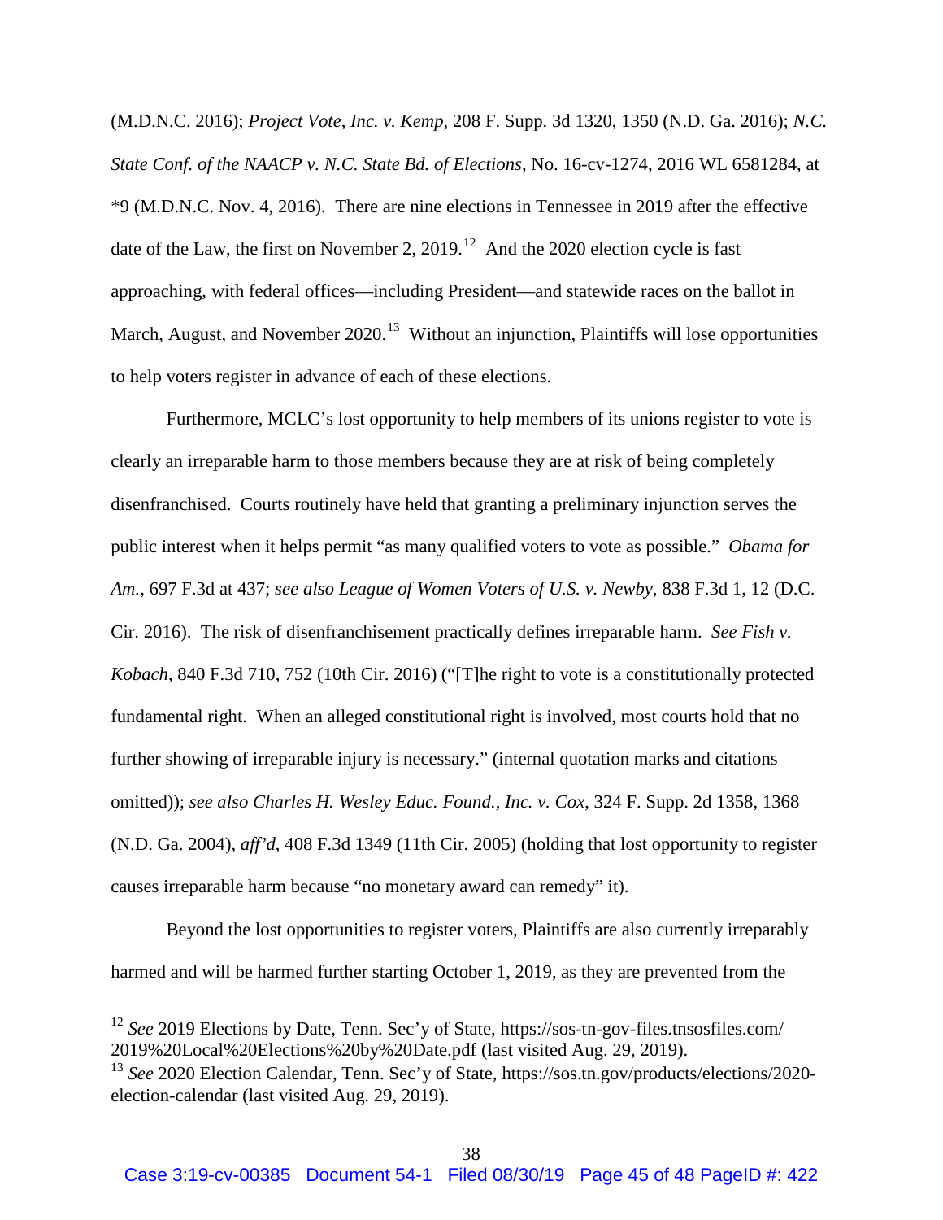(M.D.N.C. 2016); *Project Vote, Inc. v. Kemp*, 208 F. Supp. 3d 1320, 1350 (N.D. Ga. 2016); *N.C. State Conf. of the NAACP v. N.C. State Bd. of Elections*, No. 16-cv-1274, 2016 WL 6581284, at *9 (M.D.N.C. Nov. 4, 2016). There are nine elections in Tennessee in 2019 after the effective date of the Law, the first on November 2, 2019.[12] And the 2020 election cycle is fast approaching, with federal offices—including President—and statewide races on the ballot in March, August, and November 2020.[13] Without an injunction, Plaintiffs will lose opportunities to help voters register in advance of each of these elections.

Furthermore, MCLC's lost opportunity to help members of its unions register to vote is clearly an irreparable harm to those members because they are at risk of being completely disenfranchised. Courts routinely have held that granting a preliminary injunction serves the public interest when it helps permit "as many qualified voters to vote as possible." *Obama for Am.*, 697 F.3d at 437; *see also League of Women Voters of U.S. v. Newby*, 838 F.3d 1, 12 (D.C. Cir. 2016). The risk of disenfranchisement practically defines irreparable harm. *See Fish v. Kobach*, 840 F.3d 710, 752 (10th Cir. 2016) ("[T]he right to vote is a constitutionally protected fundamental right. When an alleged constitutional right is involved, most courts hold that no further showing of irreparable injury is necessary." (internal quotation marks and citations omitted)); *see also Charles H. Wesley Educ. Found., Inc. v. Cox*, 324 F. Supp. 2d 1358, 1368 (N.D. Ga. 2004), *aff'd*, 408 F.3d 1349 (11th Cir. 2005) (holding that lost opportunity to register causes irreparable harm because "no monetary award can remedy" it).

Beyond the lost opportunities to register voters, Plaintiffs are also currently irreparably harmed and will be harmed further starting October 1, 2019, as they are prevented from the

---

[12] *See* 2019 Elections by Date, Tenn. Sec'y of State, https://sos-tn-gov-files.tnsosfiles.com/2019%20Local%20Elections%20by%20Date.pdf (last visited Aug. 29, 2019).

[13] *See* 2020 Election Calendar, Tenn. Sec'y of State, https://sos.tn.gov/products/elections/2020-election-calendar (last visited Aug. 29, 2019).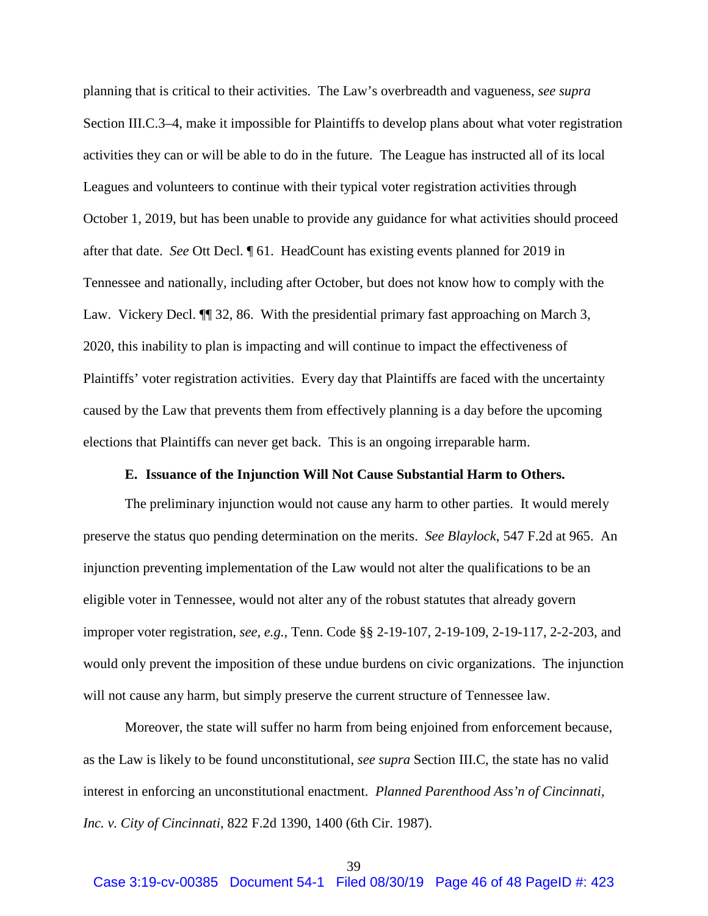planning that is critical to their activities. The Law's overbreadth and vagueness, *see supra* Section III.C.3–4, make it impossible for Plaintiffs to develop plans about what voter registration activities they can or will be able to do in the future. The League has instructed all of its local Leagues and volunteers to continue with their typical voter registration activities through October 1, 2019, but has been unable to provide any guidance for what activities should proceed after that date. *See* Ott Decl. ¶ 61. HeadCount has existing events planned for 2019 in Tennessee and nationally, including after October, but does not know how to comply with the Law. Vickery Decl. ¶¶ 32, 86. With the presidential primary fast approaching on March 3, 2020, this inability to plan is impacting and will continue to impact the effectiveness of Plaintiffs' voter registration activities. Every day that Plaintiffs are faced with the uncertainty caused by the Law that prevents them from effectively planning is a day before the upcoming elections that Plaintiffs can never get back. This is an ongoing irreparable harm.

### E. Issuance of the Injunction Will Not Cause Substantial Harm to Others.

The preliminary injunction would not cause any harm to other parties. It would merely preserve the status quo pending determination on the merits. *See Blaylock*, 547 F.2d at 965. An injunction preventing implementation of the Law would not alter the qualifications to be an eligible voter in Tennessee, would not alter any of the robust statutes that already govern improper voter registration, *see, e.g.*, Tenn. Code §§ 2-19-107, 2-19-109, 2-19-117, 2-2-203, and would only prevent the imposition of these undue burdens on civic organizations. The injunction will not cause any harm, but simply preserve the current structure of Tennessee law.

Moreover, the state will suffer no harm from being enjoined from enforcement because, as the Law is likely to be found unconstitutional, *see supra* Section III.C, the state has no valid interest in enforcing an unconstitutional enactment. *Planned Parenthood Ass'n of Cincinnati, Inc. v. City of Cincinnati*, 822 F.2d 1390, 1400 (6th Cir. 1987).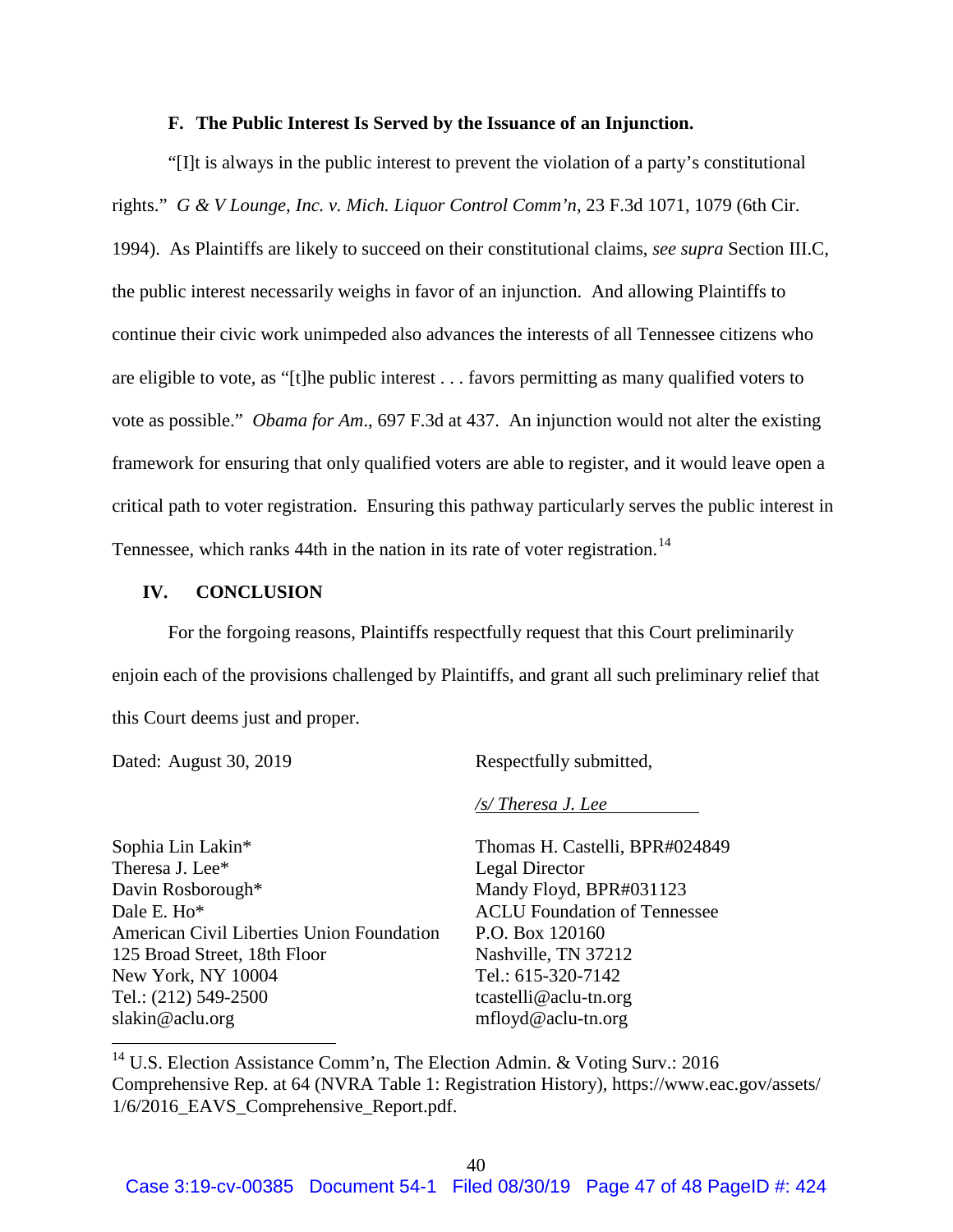### F. The Public Interest Is Served by the Issuance of an Injunction.

"[I]t is always in the public interest to prevent the violation of a party's constitutional rights." *G & V Lounge, Inc. v. Mich. Liquor Control Comm'n*, 23 F.3d 1071, 1079 (6th Cir. 1994). As Plaintiffs are likely to succeed on their constitutional claims, *see supra* Section III.C, the public interest necessarily weighs in favor of an injunction. And allowing Plaintiffs to continue their civic work unimpeded also advances the interests of all Tennessee citizens who are eligible to vote, as "[t]he public interest . . . favors permitting as many qualified voters to vote as possible." *Obama for Am*., 697 F.3d at 437. An injunction would not alter the existing framework for ensuring that only qualified voters are able to register, and it would leave open a critical path to voter registration. Ensuring this pathway particularly serves the public interest in Tennessee, which ranks 44th in the nation in its rate of voter registration.[14]

## IV. CONCLUSION

For the forgoing reasons, Plaintiffs respectfully request that this Court preliminarily enjoin each of the provisions challenged by Plaintiffs, and grant all such preliminary relief that this Court deems just and proper.

Dated: August 30, 2019

Respectfully submitted,

*/s/ Theresa J. Lee*

Sophia Lin Lakin*
Theresa J. Lee*
Davin Rosborough*
Dale E. Ho*
American Civil Liberties Union Foundation
125 Broad Street, 18th Floor
New York, NY 10004
Tel.: (212) 549-2500
slakin@aclu.org

Thomas H. Castelli, BPR#024849
Legal Director
Mandy Floyd, BPR#031123
ACLU Foundation of Tennessee
P.O. Box 120160
Nashville, TN 37212
Tel.: 615-320-7142
tcastelli@aclu-tn.org
mfloyd@aclu-tn.org

[14] U.S. Election Assistance Comm'n, The Election Admin. & Voting Surv.: 2016 Comprehensive Rep. at 64 (NVRA Table 1: Registration History), https://www.eac.gov/assets/1/6/2016_EAVS_Comprehensive_Report.pdf.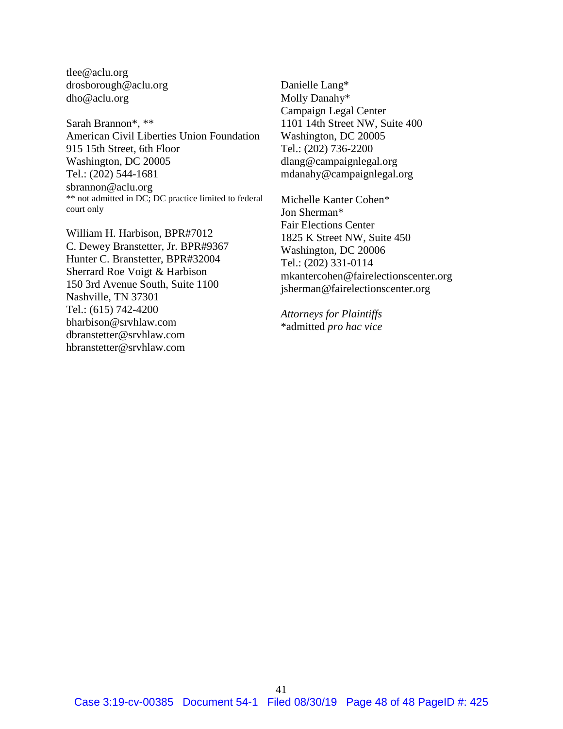tlee@aclu.org
drosborough@aclu.org
dho@aclu.org

Sarah Brannon*, **
American Civil Liberties Union Foundation
915 15th Street, 6th Floor
Washington, DC 20005
Tel.: (202) 544-1681
sbrannon@aclu.org
** not admitted in DC; DC practice limited to federal court only

William H. Harbison, BPR#7012
C. Dewey Branstetter, Jr. BPR#9367
Hunter C. Branstetter, BPR#32004
Sherrard Roe Voigt & Harbison
150 3rd Avenue South, Suite 1100
Nashville, TN 37301
Tel.: (615) 742-4200
bharbison@srvhlaw.com
dbranstetter@srvhlaw.com
hbranstetter@srvhlaw.com

Danielle Lang*
Molly Danahy*
Campaign Legal Center
1101 14th Street NW, Suite 400
Washington, DC 20005
Tel.: (202) 736-2200
dlang@campaignlegal.org
mdanahy@campaignlegal.org

Michelle Kanter Cohen*
Jon Sherman*
Fair Elections Center
1825 K Street NW, Suite 450
Washington, DC 20006
Tel.: (202) 331-0114
mkantercohen@fairelectionscenter.org
jsherman@fairelectionscenter.org

*Attorneys for Plaintiffs*
*admitted *pro hac vice*